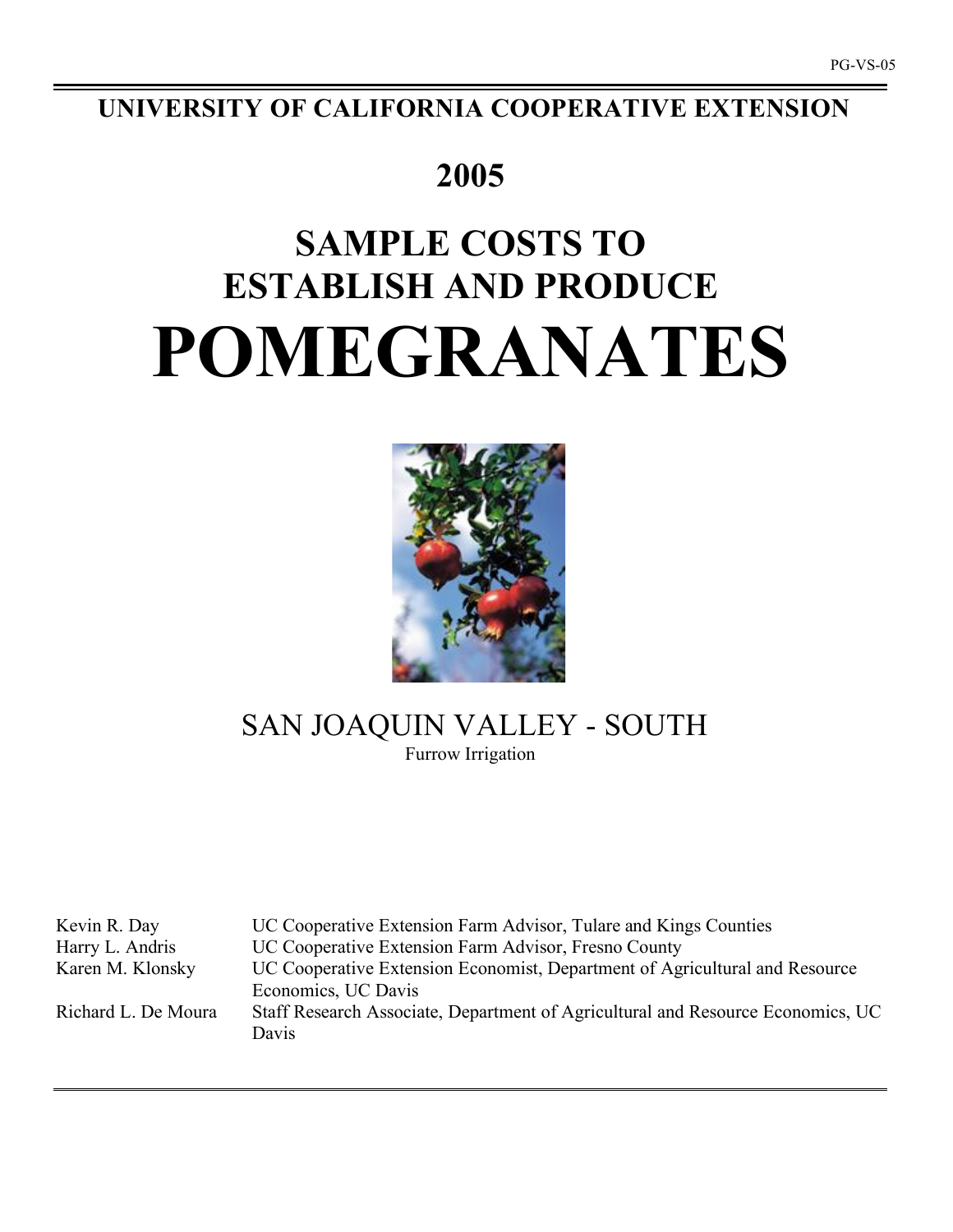PG-VS-05

# UNIVERSITY OF CALIFORNIA COOPERATIVE EXTENSION

## 2005

# SAMPLE COSTS TO ESTABLISH AND PRODUCE POMEGRANATES

## SAN JOAQUIN VALLEY - SOUTH

Furrow Irrigation

| | |
|---|---|
| Kevin R. Day | UC Cooperative Extension Farm Advisor, Tulare and Kings Counties |
| Harry L. Andris | UC Cooperative Extension Farm Advisor, Fresno County |
| Karen M. Klonsky | UC Cooperative Extension Economist, Department of Agricultural and Resource Economics, UC Davis |
| Richard L. De Moura | Staff Research Associate, Department of Agricultural and Resource Economics, UC Davis |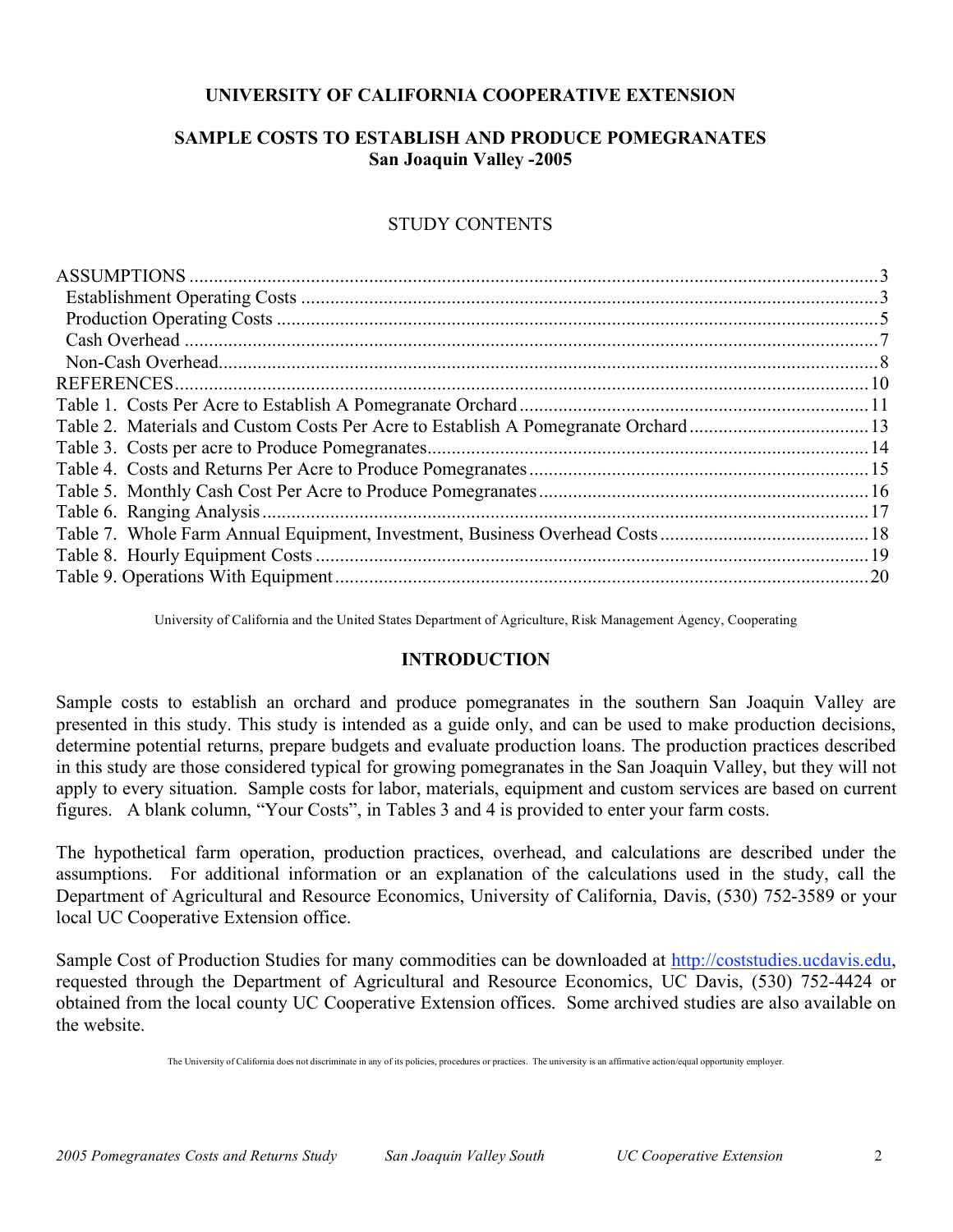**UNIVERSITY OF CALIFORNIA COOPERATIVE EXTENSION**

# SAMPLE COSTS TO ESTABLISH AND PRODUCE POMEGRANATES
## San Joaquin Valley -2005

STUDY CONTENTS

| | |
|---|---|
| ASSUMPTIONS | 3 |
| Establishment Operating Costs | 3 |
| Production Operating Costs | 5 |
| Cash Overhead | 7 |
| Non-Cash Overhead | 8 |
| REFERENCES | 10 |
| Table 1. Costs Per Acre to Establish A Pomegranate Orchard | 11 |
| Table 2. Materials and Custom Costs Per Acre to Establish A Pomegranate Orchard | 13 |
| Table 3. Costs per acre to Produce Pomegranates | 14 |
| Table 4. Costs and Returns Per Acre to Produce Pomegranates | 15 |
| Table 5. Monthly Cash Cost Per Acre to Produce Pomegranates | 16 |
| Table 6. Ranging Analysis | 17 |
| Table 7. Whole Farm Annual Equipment, Investment, Business Overhead Costs | 18 |
| Table 8. Hourly Equipment Costs | 19 |
| Table 9. Operations With Equipment | 20 |

University of California and the United States Department of Agriculture, Risk Management Agency, Cooperating

## INTRODUCTION

Sample costs to establish an orchard and produce pomegranates in the southern San Joaquin Valley are presented in this study. This study is intended as a guide only, and can be used to make production decisions, determine potential returns, prepare budgets and evaluate production loans. The production practices described in this study are those considered typical for growing pomegranates in the San Joaquin Valley, but they will not apply to every situation. Sample costs for labor, materials, equipment and custom services are based on current figures. A blank column, "Your Costs", in Tables 3 and 4 is provided to enter your farm costs.

The hypothetical farm operation, production practices, overhead, and calculations are described under the assumptions. For additional information or an explanation of the calculations used in the study, call the Department of Agricultural and Resource Economics, University of California, Davis, (530) 752-3589 or your local UC Cooperative Extension office.

Sample Cost of Production Studies for many commodities can be downloaded at http://coststudies.ucdavis.edu, requested through the Department of Agricultural and Resource Economics, UC Davis, (530) 752-4424 or obtained from the local county UC Cooperative Extension offices. Some archived studies are also available on the website.

The University of California does not discriminate in any of its policies, procedures or practices. The university is an affirmative action/equal opportunity employer.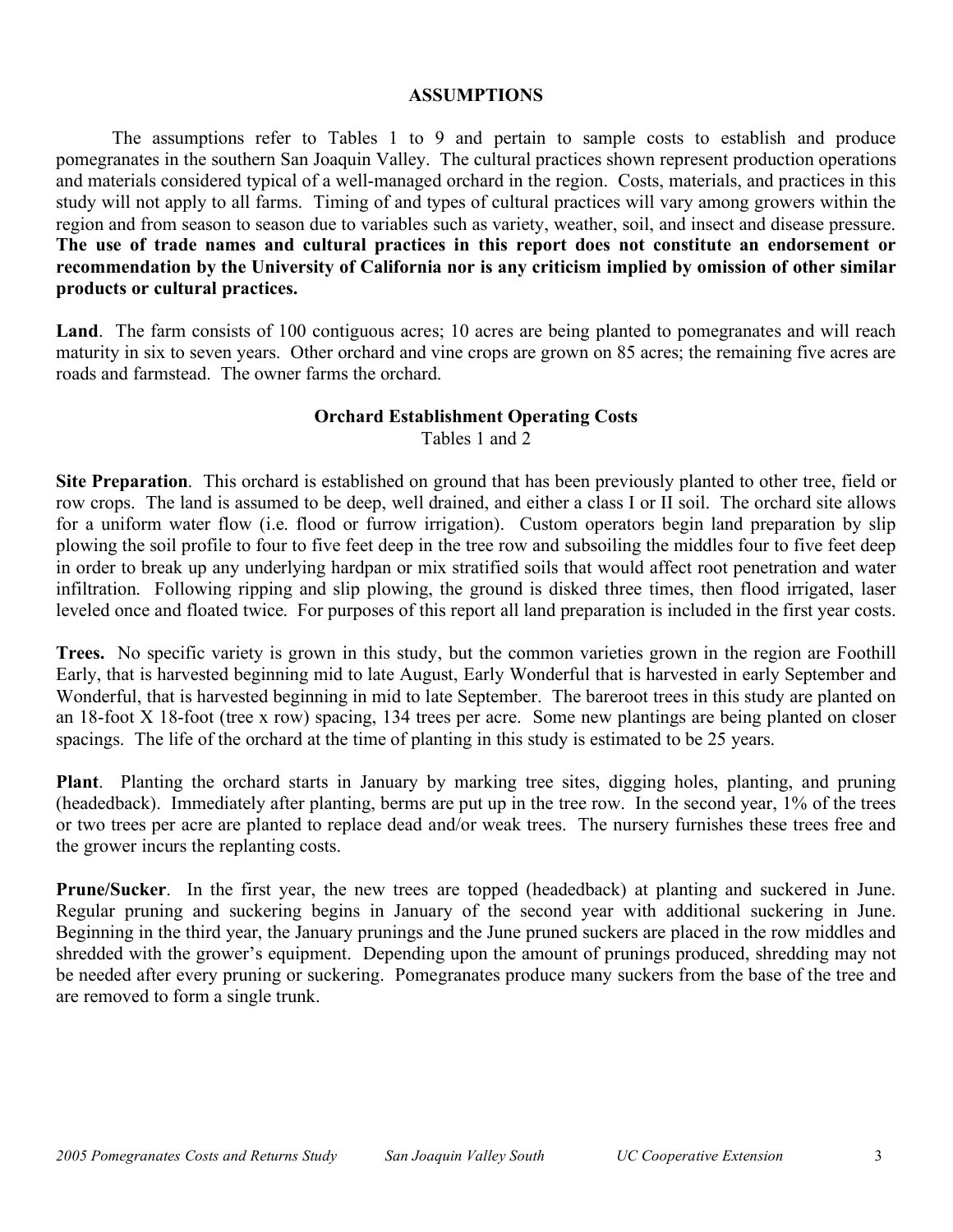## ASSUMPTIONS

The assumptions refer to Tables 1 to 9 and pertain to sample costs to establish and produce pomegranates in the southern San Joaquin Valley. The cultural practices shown represent production operations and materials considered typical of a well-managed orchard in the region. Costs, materials, and practices in this study will not apply to all farms. Timing of and types of cultural practices will vary among growers within the region and from season to season due to variables such as variety, weather, soil, and insect and disease pressure. **The use of trade names and cultural practices in this report does not constitute an endorsement or recommendation by the University of California nor is any criticism implied by omission of other similar products or cultural practices.**

**Land**. The farm consists of 100 contiguous acres; 10 acres are being planted to pomegranates and will reach maturity in six to seven years. Other orchard and vine crops are grown on 85 acres; the remaining five acres are roads and farmstead. The owner farms the orchard.

### Orchard Establishment Operating Costs

Tables 1 and 2

**Site Preparation**. This orchard is established on ground that has been previously planted to other tree, field or row crops. The land is assumed to be deep, well drained, and either a class I or II soil. The orchard site allows for a uniform water flow (i.e. flood or furrow irrigation). Custom operators begin land preparation by slip plowing the soil profile to four to five feet deep in the tree row and subsoiling the middles four to five feet deep in order to break up any underlying hardpan or mix stratified soils that would affect root penetration and water infiltration. Following ripping and slip plowing, the ground is disked three times, then flood irrigated, laser leveled once and floated twice. For purposes of this report all land preparation is included in the first year costs.

**Trees.** No specific variety is grown in this study, but the common varieties grown in the region are Foothill Early, that is harvested beginning mid to late August, Early Wonderful that is harvested in early September and Wonderful, that is harvested beginning in mid to late September. The bareroot trees in this study are planted on an 18-foot X 18-foot (tree x row) spacing, 134 trees per acre. Some new plantings are being planted on closer spacings. The life of the orchard at the time of planting in this study is estimated to be 25 years.

**Plant**. Planting the orchard starts in January by marking tree sites, digging holes, planting, and pruning (headedback). Immediately after planting, berms are put up in the tree row. In the second year, 1% of the trees or two trees per acre are planted to replace dead and/or weak trees. The nursery furnishes these trees free and the grower incurs the replanting costs.

**Prune/Sucker**. In the first year, the new trees are topped (headedback) at planting and suckered in June. Regular pruning and suckering begins in January of the second year with additional suckering in June. Beginning in the third year, the January prunings and the June pruned suckers are placed in the row middles and shredded with the grower's equipment. Depending upon the amount of prunings produced, shredding may not be needed after every pruning or suckering. Pomegranates produce many suckers from the base of the tree and are removed to form a single trunk.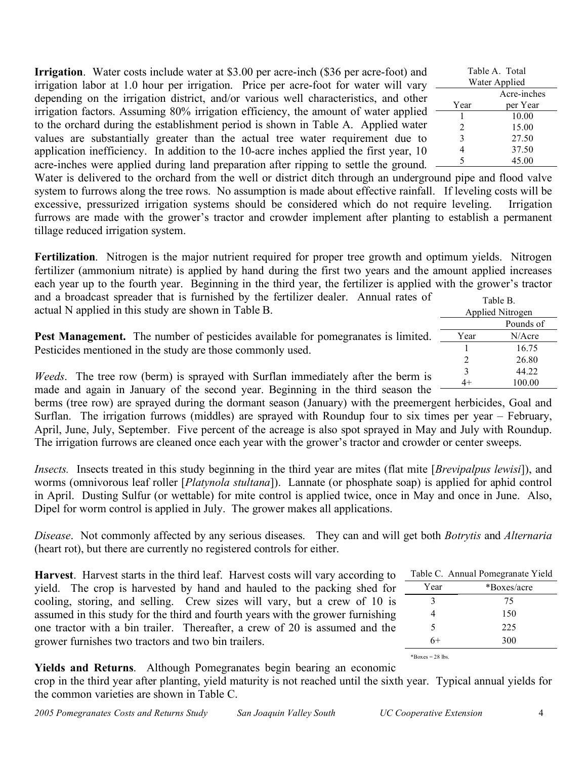**Irrigation**. Water costs include water at $3.00 per acre-inch ($36 per acre-foot) and irrigation labor at 1.0 hour per irrigation. Price per acre-foot for water will vary depending on the irrigation district, and/or various well characteristics, and other irrigation factors. Assuming 80% irrigation efficiency, the amount of water applied to the orchard during the establishment period is shown in Table A. Applied water values are substantially greater than the actual tree water requirement due to application inefficiency. In addition to the 10-acre inches applied the first year, 10 acre-inches were applied during land preparation after ripping to settle the ground. Water is delivered to the orchard from the well or district ditch through an underground pipe and flood valve system to furrows along the tree rows. No assumption is made about effective rainfall. If leveling costs will be excessive, pressurized irrigation systems should be considered which do not require leveling. Irrigation furrows are made with the grower's tractor and crowder implement after planting to establish a permanent tillage reduced irrigation system.

Table A. Total Water Applied

| Year | Acre-inches per Year |
|---|---|
| 1 | 10.00 |
| 2 | 15.00 |
| 3 | 27.50 |
| 4 | 37.50 |
| 5 | 45.00 |

**Fertilization**. Nitrogen is the major nutrient required for proper tree growth and optimum yields. Nitrogen fertilizer (ammonium nitrate) is applied by hand during the first two years and the amount applied increases each year up to the fourth year. Beginning in the third year, the fertilizer is applied with the grower's tractor and a broadcast spreader that is furnished by the fertilizer dealer. Annual rates of actual N applied in this study are shown in Table B.

Table B. Applied Nitrogen

| Year | Pounds of N/Acre |
|---|---|
| 1 | 16.75 |
| 2 | 26.80 |
| 3 | 44.22 |
| 4+ | 100.00 |

**Pest Management.** The number of pesticides available for pomegranates is limited. Pesticides mentioned in the study are those commonly used.

*Weeds*. The tree row (berm) is sprayed with Surflan immediately after the berm is made and again in January of the second year. Beginning in the third season the berms (tree row) are sprayed during the dormant season (January) with the preemergent herbicides, Goal and Surflan. The irrigation furrows (middles) are sprayed with Roundup four to six times per year – February, April, June, July, September. Five percent of the acreage is also spot sprayed in May and July with Roundup. The irrigation furrows are cleaned once each year with the grower's tractor and crowder or center sweeps.

*Insects.* Insects treated in this study beginning in the third year are mites (flat mite [*Brevipalpus lewisi*]), and worms (omnivorous leaf roller [*Platynola stultana*]). Lannate (or phosphate soap) is applied for aphid control in April. Dusting Sulfur (or wettable) for mite control is applied twice, once in May and once in June. Also, Dipel for worm control is applied in July. The grower makes all applications.

*Disease*. Not commonly affected by any serious diseases. They can and will get both *Botrytis* and *Alternaria* (heart rot), but there are currently no registered controls for either.

**Harvest**. Harvest starts in the third leaf. Harvest costs will vary according to yield. The crop is harvested by hand and hauled to the packing shed for cooling, storing, and selling. Crew sizes will vary, but a crew of 10 is assumed in this study for the third and fourth years with the grower furnishing one tractor with a bin trailer. Thereafter, a crew of 20 is assumed and the grower furnishes two tractors and two bin trailers.

Table C. Annual Pomegranate Yield

| Year | *Boxes/acre |
|---|---|
| 3 | 75 |
| 4 | 150 |
| 5 | 225 |
| 6+ | 300 |

*Boxes = 28 lbs.

**Yields and Returns**. Although Pomegranates begin bearing an economic crop in the third year after planting, yield maturity is not reached until the sixth year. Typical annual yields for the common varieties are shown in Table C.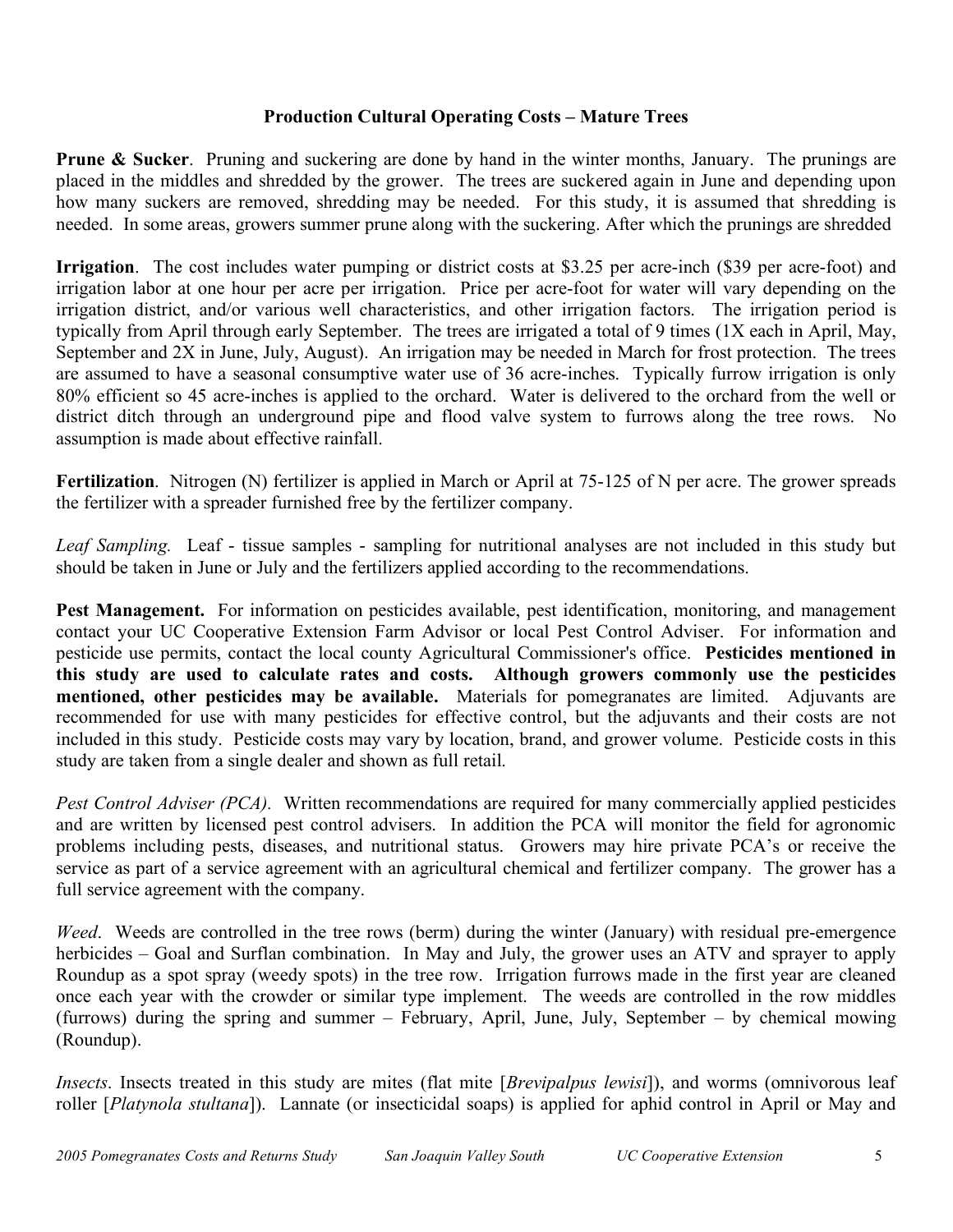## Production Cultural Operating Costs – Mature Trees

**Prune & Sucker**. Pruning and suckering are done by hand in the winter months, January. The prunings are placed in the middles and shredded by the grower. The trees are suckered again in June and depending upon how many suckers are removed, shredding may be needed. For this study, it is assumed that shredding is needed. In some areas, growers summer prune along with the suckering. After which the prunings are shredded

**Irrigation**. The cost includes water pumping or district costs at $3.25 per acre-inch ($39 per acre-foot) and irrigation labor at one hour per acre per irrigation. Price per acre-foot for water will vary depending on the irrigation district, and/or various well characteristics, and other irrigation factors. The irrigation period is typically from April through early September. The trees are irrigated a total of 9 times (1X each in April, May, September and 2X in June, July, August). An irrigation may be needed in March for frost protection. The trees are assumed to have a seasonal consumptive water use of 36 acre-inches. Typically furrow irrigation is only 80% efficient so 45 acre-inches is applied to the orchard. Water is delivered to the orchard from the well or district ditch through an underground pipe and flood valve system to furrows along the tree rows. No assumption is made about effective rainfall.

**Fertilization**. Nitrogen (N) fertilizer is applied in March or April at 75-125 of N per acre. The grower spreads the fertilizer with a spreader furnished free by the fertilizer company.

*Leaf Sampling.* Leaf - tissue samples - sampling for nutritional analyses are not included in this study but should be taken in June or July and the fertilizers applied according to the recommendations.

**Pest Management.** For information on pesticides available, pest identification, monitoring, and management contact your UC Cooperative Extension Farm Advisor or local Pest Control Adviser. For information and pesticide use permits, contact the local county Agricultural Commissioner's office. **Pesticides mentioned in this study are used to calculate rates and costs. Although growers commonly use the pesticides mentioned, other pesticides may be available.** Materials for pomegranates are limited. Adjuvants are recommended for use with many pesticides for effective control, but the adjuvants and their costs are not included in this study. Pesticide costs may vary by location, brand, and grower volume. Pesticide costs in this study are taken from a single dealer and shown as full retail.

*Pest Control Adviser (PCA).* Written recommendations are required for many commercially applied pesticides and are written by licensed pest control advisers. In addition the PCA will monitor the field for agronomic problems including pests, diseases, and nutritional status. Growers may hire private PCA's or receive the service as part of a service agreement with an agricultural chemical and fertilizer company. The grower has a full service agreement with the company.

*Weed*. Weeds are controlled in the tree rows (berm) during the winter (January) with residual pre-emergence herbicides – Goal and Surflan combination. In May and July, the grower uses an ATV and sprayer to apply Roundup as a spot spray (weedy spots) in the tree row. Irrigation furrows made in the first year are cleaned once each year with the crowder or similar type implement. The weeds are controlled in the row middles (furrows) during the spring and summer – February, April, June, July, September – by chemical mowing (Roundup).

*Insects*. Insects treated in this study are mites (flat mite [*Brevipalpus lewisi*]), and worms (omnivorous leaf roller [*Platynola stultana*]). Lannate (or insecticidal soaps) is applied for aphid control in April or May and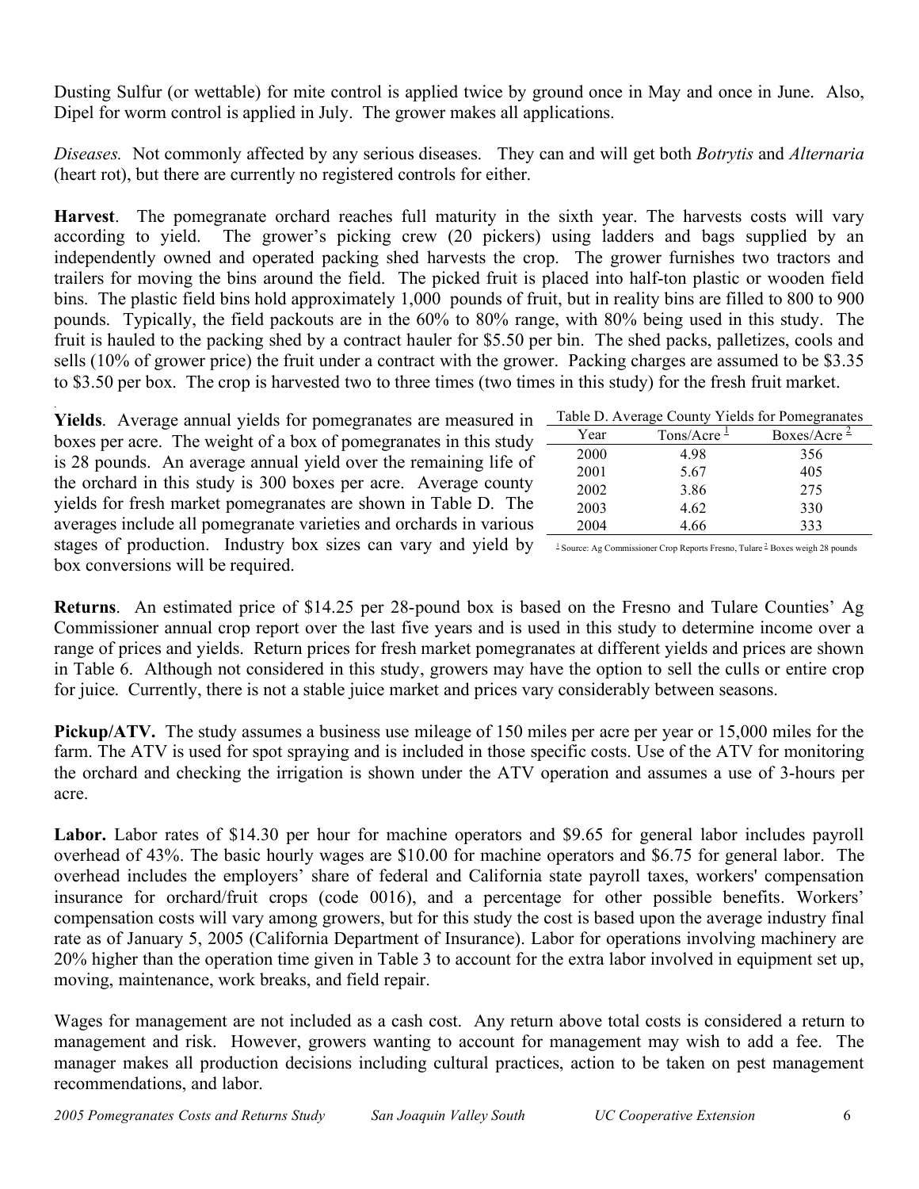Dusting Sulfur (or wettable) for mite control is applied twice by ground once in May and once in June. Also, Dipel for worm control is applied in July. The grower makes all applications.

*Diseases.* Not commonly affected by any serious diseases. They can and will get both *Botrytis* and *Alternaria* (heart rot), but there are currently no registered controls for either.

**Harvest**. The pomegranate orchard reaches full maturity in the sixth year. The harvests costs will vary according to yield. The grower's picking crew (20 pickers) using ladders and bags supplied by an independently owned and operated packing shed harvests the crop. The grower furnishes two tractors and trailers for moving the bins around the field. The picked fruit is placed into half-ton plastic or wooden field bins. The plastic field bins hold approximately 1,000 pounds of fruit, but in reality bins are filled to 800 to 900 pounds. Typically, the field packouts are in the 60% to 80% range, with 80% being used in this study. The fruit is hauled to the packing shed by a contract hauler for $5.50 per bin. The shed packs, palletizes, cools and sells (10% of grower price) the fruit under a contract with the grower. Packing charges are assumed to be $3.35 to $3.50 per box. The crop is harvested two to three times (two times in this study) for the fresh fruit market.

**Yields**. Average annual yields for pomegranates are measured in boxes per acre. The weight of a box of pomegranates in this study is 28 pounds. An average annual yield over the remaining life of the orchard in this study is 300 boxes per acre. Average county yields for fresh market pomegranates are shown in Table D. The averages include all pomegranate varieties and orchards in various stages of production. Industry box sizes can vary and yield by box conversions will be required.

Table D. Average County Yields for Pomegranates

| Year | Tons/Acre [1] | Boxes/Acre [2] |
|---|---|---|
| 2000 | 4.98 | 356 |
| 2001 | 5.67 | 405 |
| 2002 | 3.86 | 275 |
| 2003 | 4.62 | 330 |
| 2004 | 4.66 | 333 |

[1] Source: Ag Commissioner Crop Reports Fresno, Tulare [2] Boxes weigh 28 pounds

**Returns**. An estimated price of $14.25 per 28-pound box is based on the Fresno and Tulare Counties' Ag Commissioner annual crop report over the last five years and is used in this study to determine income over a range of prices and yields. Return prices for fresh market pomegranates at different yields and prices are shown in Table 6. Although not considered in this study, growers may have the option to sell the culls or entire crop for juice. Currently, there is not a stable juice market and prices vary considerably between seasons.

**Pickup/ATV.** The study assumes a business use mileage of 150 miles per acre per year or 15,000 miles for the farm. The ATV is used for spot spraying and is included in those specific costs. Use of the ATV for monitoring the orchard and checking the irrigation is shown under the ATV operation and assumes a use of 3-hours per acre.

**Labor.** Labor rates of $14.30 per hour for machine operators and $9.65 for general labor includes payroll overhead of 43%. The basic hourly wages are $10.00 for machine operators and $6.75 for general labor. The overhead includes the employers' share of federal and California state payroll taxes, workers' compensation insurance for orchard/fruit crops (code 0016), and a percentage for other possible benefits. Workers' compensation costs will vary among growers, but for this study the cost is based upon the average industry final rate as of January 5, 2005 (California Department of Insurance). Labor for operations involving machinery are 20% higher than the operation time given in Table 3 to account for the extra labor involved in equipment set up, moving, maintenance, work breaks, and field repair.

Wages for management are not included as a cash cost. Any return above total costs is considered a return to management and risk. However, growers wanting to account for management may wish to add a fee. The manager makes all production decisions including cultural practices, action to be taken on pest management recommendations, and labor.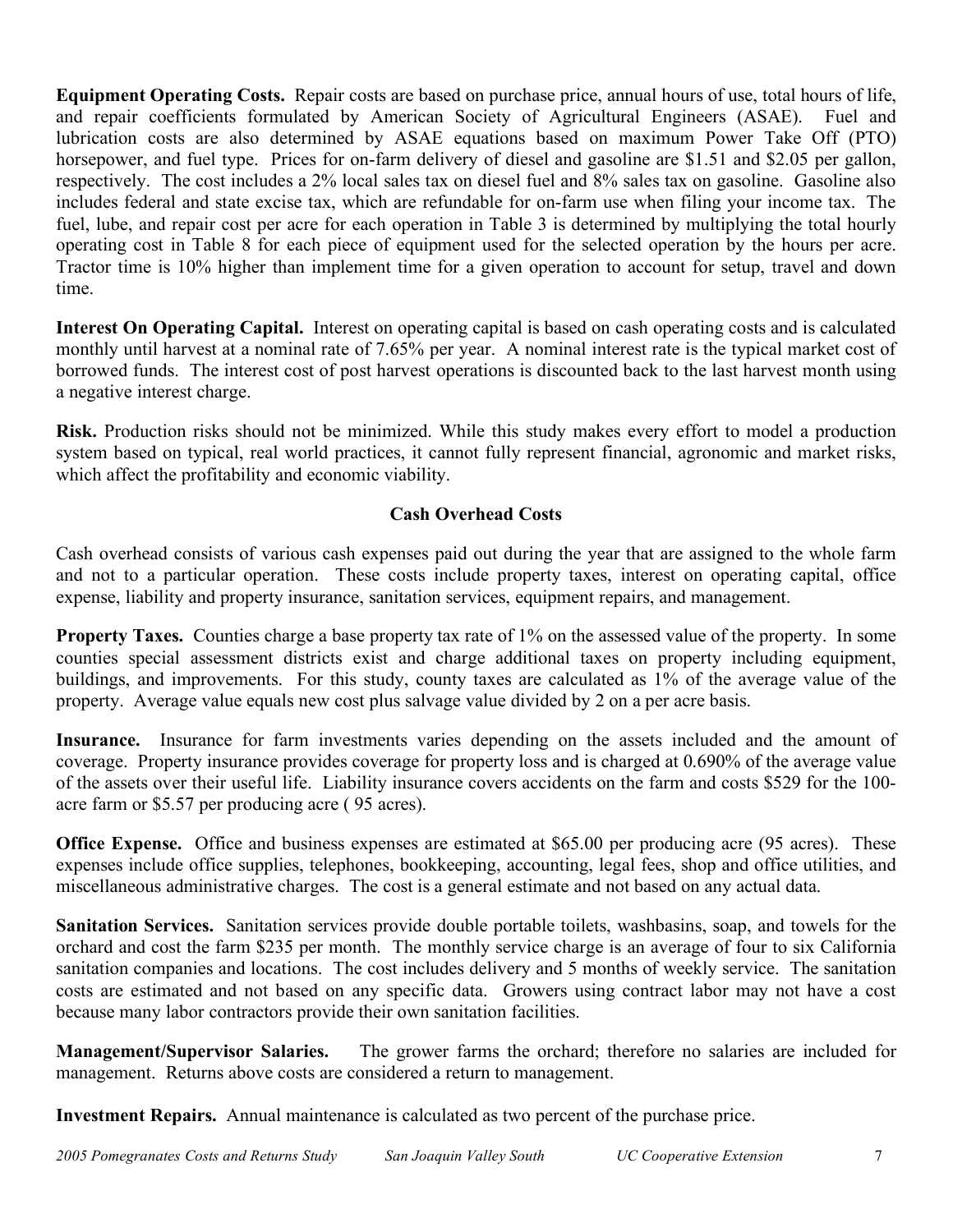**Equipment Operating Costs.** Repair costs are based on purchase price, annual hours of use, total hours of life, and repair coefficients formulated by American Society of Agricultural Engineers (ASAE). Fuel and lubrication costs are also determined by ASAE equations based on maximum Power Take Off (PTO) horsepower, and fuel type. Prices for on-farm delivery of diesel and gasoline are $1.51 and $2.05 per gallon, respectively. The cost includes a 2% local sales tax on diesel fuel and 8% sales tax on gasoline. Gasoline also includes federal and state excise tax, which are refundable for on-farm use when filing your income tax. The fuel, lube, and repair cost per acre for each operation in Table 3 is determined by multiplying the total hourly operating cost in Table 8 for each piece of equipment used for the selected operation by the hours per acre. Tractor time is 10% higher than implement time for a given operation to account for setup, travel and down time.

**Interest On Operating Capital.** Interest on operating capital is based on cash operating costs and is calculated monthly until harvest at a nominal rate of 7.65% per year. A nominal interest rate is the typical market cost of borrowed funds. The interest cost of post harvest operations is discounted back to the last harvest month using a negative interest charge.

**Risk.** Production risks should not be minimized. While this study makes every effort to model a production system based on typical, real world practices, it cannot fully represent financial, agronomic and market risks, which affect the profitability and economic viability.

## Cash Overhead Costs

Cash overhead consists of various cash expenses paid out during the year that are assigned to the whole farm and not to a particular operation. These costs include property taxes, interest on operating capital, office expense, liability and property insurance, sanitation services, equipment repairs, and management.

**Property Taxes.** Counties charge a base property tax rate of 1% on the assessed value of the property. In some counties special assessment districts exist and charge additional taxes on property including equipment, buildings, and improvements. For this study, county taxes are calculated as 1% of the average value of the property. Average value equals new cost plus salvage value divided by 2 on a per acre basis.

**Insurance.** Insurance for farm investments varies depending on the assets included and the amount of coverage. Property insurance provides coverage for property loss and is charged at 0.690% of the average value of the assets over their useful life. Liability insurance covers accidents on the farm and costs $529 for the 100-acre farm or $5.57 per producing acre ( 95 acres).

**Office Expense.** Office and business expenses are estimated at $65.00 per producing acre (95 acres). These expenses include office supplies, telephones, bookkeeping, accounting, legal fees, shop and office utilities, and miscellaneous administrative charges. The cost is a general estimate and not based on any actual data.

**Sanitation Services.** Sanitation services provide double portable toilets, washbasins, soap, and towels for the orchard and cost the farm $235 per month. The monthly service charge is an average of four to six California sanitation companies and locations. The cost includes delivery and 5 months of weekly service. The sanitation costs are estimated and not based on any specific data. Growers using contract labor may not have a cost because many labor contractors provide their own sanitation facilities.

**Management/Supervisor Salaries.** The grower farms the orchard; therefore no salaries are included for management. Returns above costs are considered a return to management.

**Investment Repairs.** Annual maintenance is calculated as two percent of the purchase price.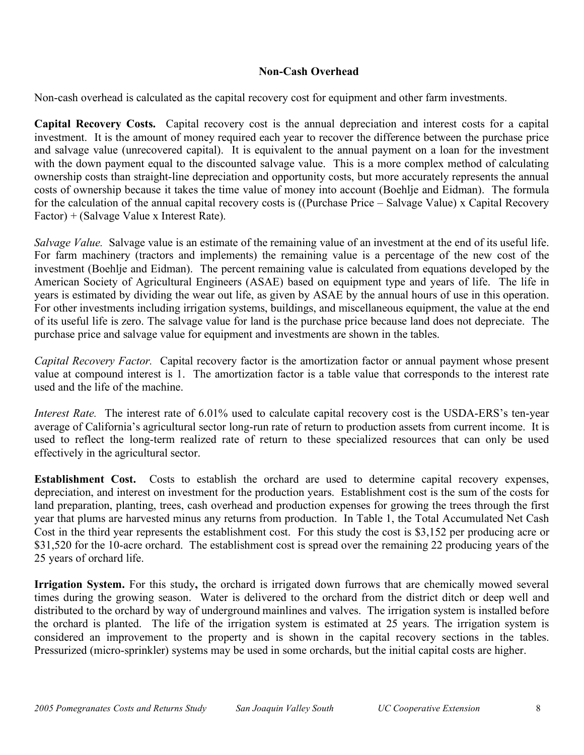## Non-Cash Overhead

Non-cash overhead is calculated as the capital recovery cost for equipment and other farm investments.

**Capital Recovery Costs.** Capital recovery cost is the annual depreciation and interest costs for a capital investment. It is the amount of money required each year to recover the difference between the purchase price and salvage value (unrecovered capital). It is equivalent to the annual payment on a loan for the investment with the down payment equal to the discounted salvage value. This is a more complex method of calculating ownership costs than straight-line depreciation and opportunity costs, but more accurately represents the annual costs of ownership because it takes the time value of money into account (Boehlje and Eidman). The formula for the calculation of the annual capital recovery costs is ((Purchase Price – Salvage Value) x Capital Recovery Factor) + (Salvage Value x Interest Rate).

*Salvage Value.* Salvage value is an estimate of the remaining value of an investment at the end of its useful life. For farm machinery (tractors and implements) the remaining value is a percentage of the new cost of the investment (Boehlje and Eidman). The percent remaining value is calculated from equations developed by the American Society of Agricultural Engineers (ASAE) based on equipment type and years of life. The life in years is estimated by dividing the wear out life, as given by ASAE by the annual hours of use in this operation. For other investments including irrigation systems, buildings, and miscellaneous equipment, the value at the end of its useful life is zero. The salvage value for land is the purchase price because land does not depreciate. The purchase price and salvage value for equipment and investments are shown in the tables.

*Capital Recovery Factor.* Capital recovery factor is the amortization factor or annual payment whose present value at compound interest is 1. The amortization factor is a table value that corresponds to the interest rate used and the life of the machine.

*Interest Rate.* The interest rate of 6.01% used to calculate capital recovery cost is the USDA-ERS's ten-year average of California's agricultural sector long-run rate of return to production assets from current income. It is used to reflect the long-term realized rate of return to these specialized resources that can only be used effectively in the agricultural sector.

**Establishment Cost.** Costs to establish the orchard are used to determine capital recovery expenses, depreciation, and interest on investment for the production years. Establishment cost is the sum of the costs for land preparation, planting, trees, cash overhead and production expenses for growing the trees through the first year that plums are harvested minus any returns from production. In Table 1, the Total Accumulated Net Cash Cost in the third year represents the establishment cost. For this study the cost is $3,152 per producing acre or $31,520 for the 10-acre orchard. The establishment cost is spread over the remaining 22 producing years of the 25 years of orchard life.

**Irrigation System.** For this study**,** the orchard is irrigated down furrows that are chemically mowed several times during the growing season. Water is delivered to the orchard from the district ditch or deep well and distributed to the orchard by way of underground mainlines and valves. The irrigation system is installed before the orchard is planted. The life of the irrigation system is estimated at 25 years. The irrigation system is considered an improvement to the property and is shown in the capital recovery sections in the tables. Pressurized (micro-sprinkler) systems may be used in some orchards, but the initial capital costs are higher.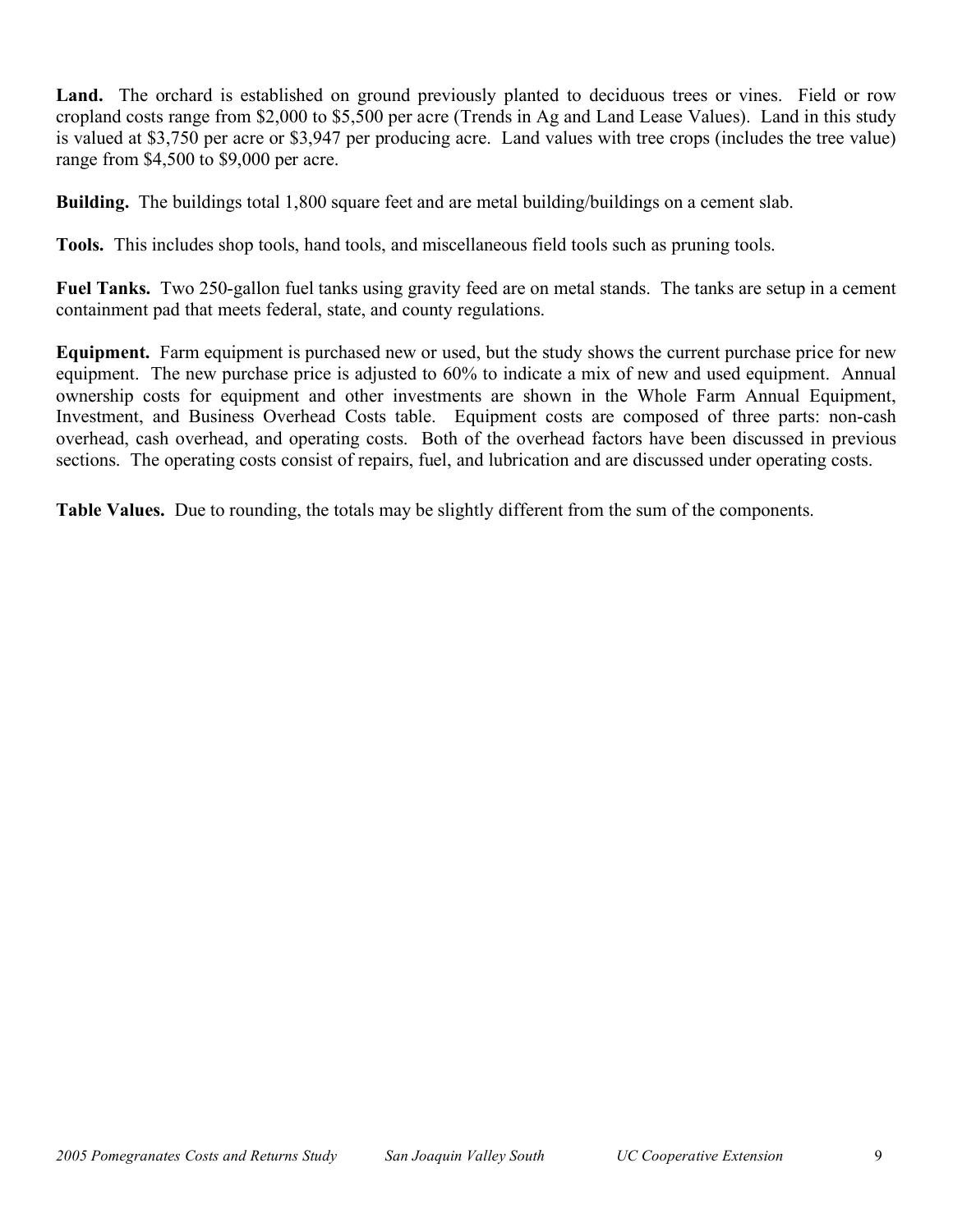**Land.** The orchard is established on ground previously planted to deciduous trees or vines. Field or row cropland costs range from $2,000 to $5,500 per acre (Trends in Ag and Land Lease Values). Land in this study is valued at $3,750 per acre or $3,947 per producing acre. Land values with tree crops (includes the tree value) range from $4,500 to $9,000 per acre.

**Building.** The buildings total 1,800 square feet and are metal building/buildings on a cement slab.

**Tools.** This includes shop tools, hand tools, and miscellaneous field tools such as pruning tools.

**Fuel Tanks.** Two 250-gallon fuel tanks using gravity feed are on metal stands. The tanks are setup in a cement containment pad that meets federal, state, and county regulations.

**Equipment.** Farm equipment is purchased new or used, but the study shows the current purchase price for new equipment. The new purchase price is adjusted to 60% to indicate a mix of new and used equipment. Annual ownership costs for equipment and other investments are shown in the Whole Farm Annual Equipment, Investment, and Business Overhead Costs table. Equipment costs are composed of three parts: non-cash overhead, cash overhead, and operating costs. Both of the overhead factors have been discussed in previous sections. The operating costs consist of repairs, fuel, and lubrication and are discussed under operating costs.

**Table Values.** Due to rounding, the totals may be slightly different from the sum of the components.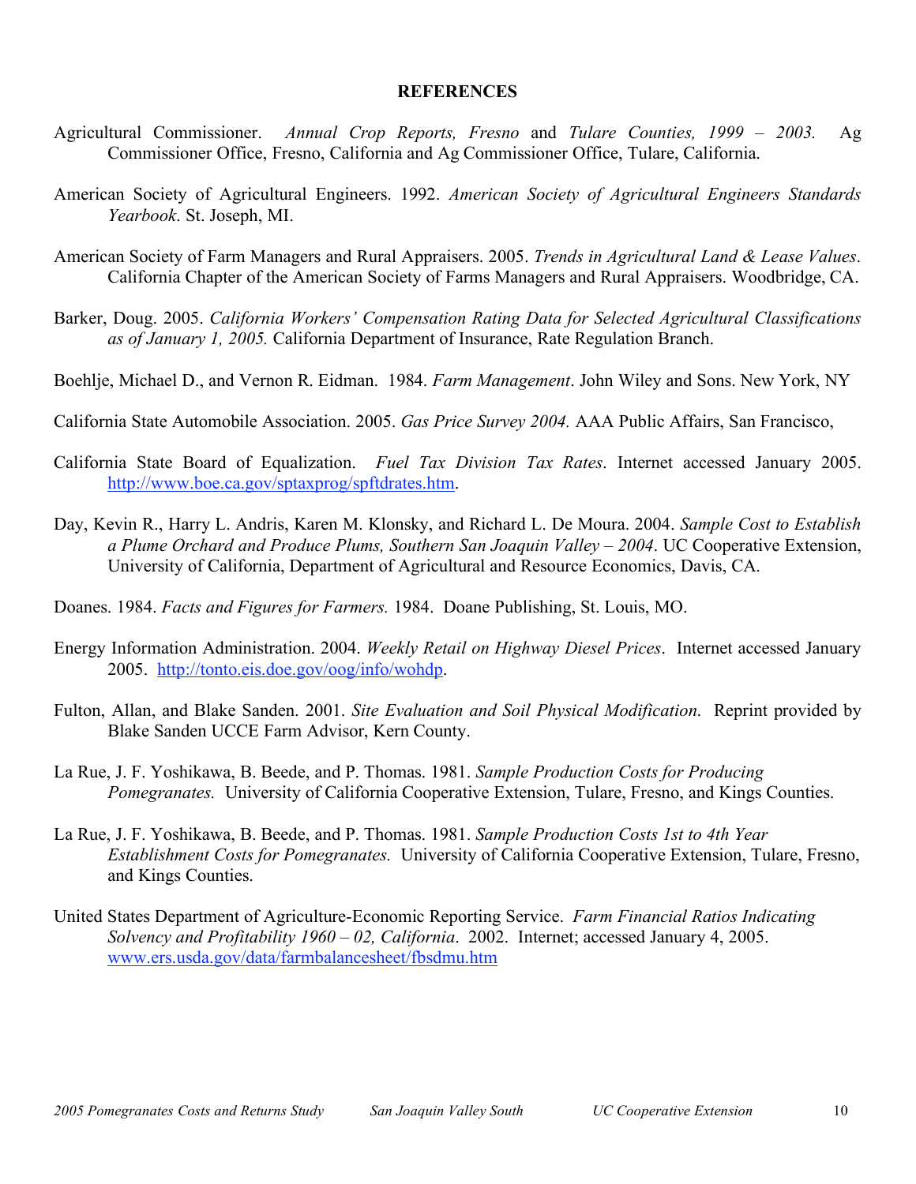## REFERENCES

Agricultural Commissioner. *Annual Crop Reports, Fresno* and *Tulare Counties, 1999 – 2003.* Ag Commissioner Office, Fresno, California and Ag Commissioner Office, Tulare, California.

American Society of Agricultural Engineers. 1992. *American Society of Agricultural Engineers Standards Yearbook*. St. Joseph, MI.

American Society of Farm Managers and Rural Appraisers. 2005. *Trends in Agricultural Land & Lease Values*. California Chapter of the American Society of Farms Managers and Rural Appraisers. Woodbridge, CA.

Barker, Doug. 2005. *California Workers' Compensation Rating Data for Selected Agricultural Classifications as of January 1, 2005.* California Department of Insurance, Rate Regulation Branch.

Boehlje, Michael D., and Vernon R. Eidman. 1984. *Farm Management*. John Wiley and Sons. New York, NY

California State Automobile Association. 2005. *Gas Price Survey 2004.* AAA Public Affairs, San Francisco,

California State Board of Equalization. *Fuel Tax Division Tax Rates*. Internet accessed January 2005. http://www.boe.ca.gov/sptaxprog/spftdrates.htm.

Day, Kevin R., Harry L. Andris, Karen M. Klonsky, and Richard L. De Moura. 2004. *Sample Cost to Establish a Plume Orchard and Produce Plums, Southern San Joaquin Valley – 2004*. UC Cooperative Extension, University of California, Department of Agricultural and Resource Economics, Davis, CA.

Doanes. 1984. *Facts and Figures for Farmers.* 1984. Doane Publishing, St. Louis, MO.

Energy Information Administration. 2004. *Weekly Retail on Highway Diesel Prices*. Internet accessed January 2005. http://tonto.eis.doe.gov/oog/info/wohdp.

Fulton, Allan, and Blake Sanden. 2001. *Site Evaluation and Soil Physical Modification.* Reprint provided by Blake Sanden UCCE Farm Advisor, Kern County.

La Rue, J. F. Yoshikawa, B. Beede, and P. Thomas. 1981. *Sample Production Costs for Producing Pomegranates.* University of California Cooperative Extension, Tulare, Fresno, and Kings Counties.

La Rue, J. F. Yoshikawa, B. Beede, and P. Thomas. 1981. *Sample Production Costs 1st to 4th Year Establishment Costs for Pomegranates.* University of California Cooperative Extension, Tulare, Fresno, and Kings Counties.

United States Department of Agriculture-Economic Reporting Service. *Farm Financial Ratios Indicating Solvency and Profitability 1960 – 02, California*. 2002. Internet; accessed January 4, 2005. www.ers.usda.gov/data/farmbalancesheet/fbsdmu.htm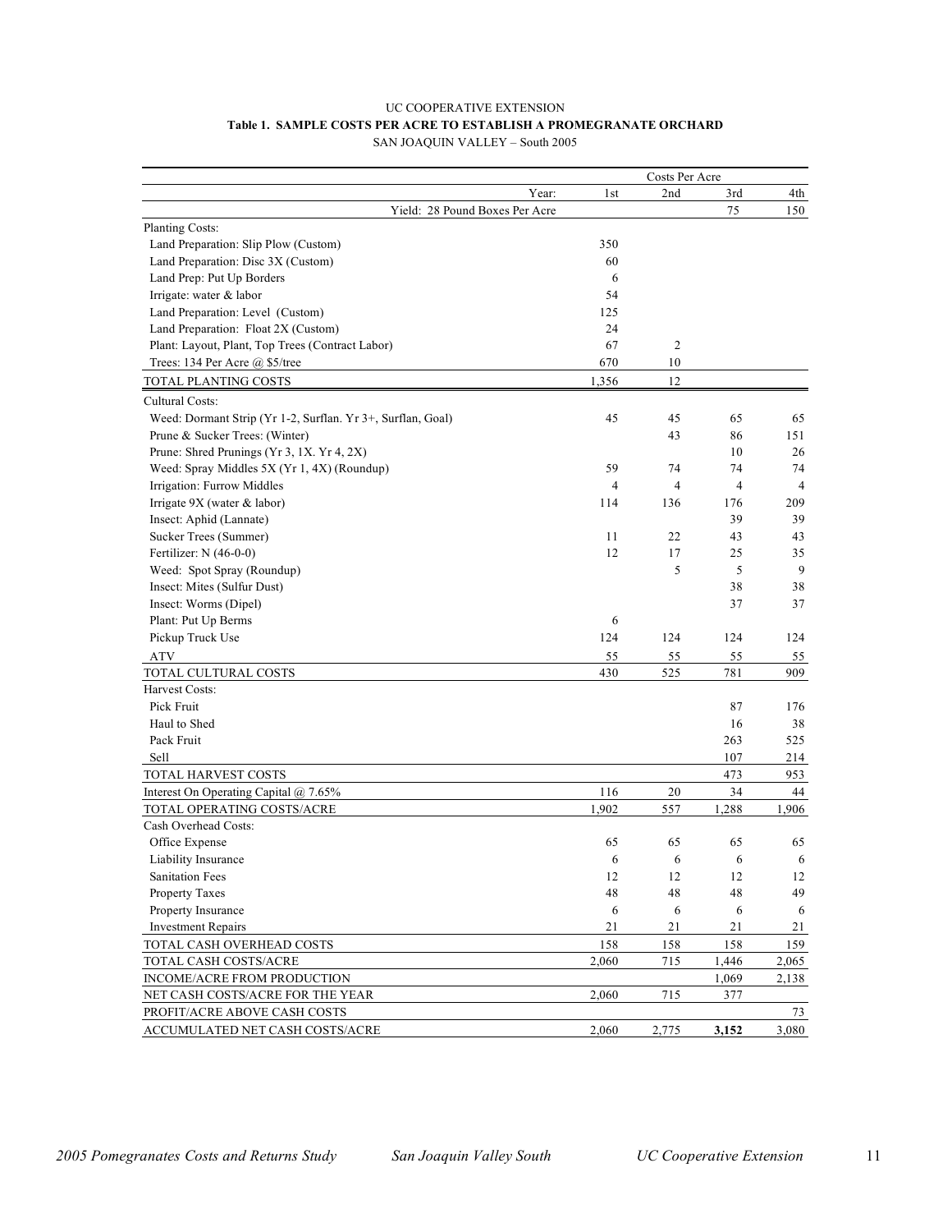UC COOPERATIVE EXTENSION

**Table 1. SAMPLE COSTS PER ACRE TO ESTABLISH A PROMEGRANATE ORCHARD**

SAN JOAQUIN VALLEY – South 2005

| | Costs Per Acre | | | |
|---|---|---|---|---|
| Year: | 1st | 2nd | 3rd | 4th |
| Yield: 28 Pound Boxes Per Acre | | | 75 | 150 |
| Planting Costs: | | | | |
| Land Preparation: Slip Plow (Custom) | 350 | | | |
| Land Preparation: Disc 3X (Custom) | 60 | | | |
| Land Prep: Put Up Borders | 6 | | | |
| Irrigate: water & labor | 54 | | | |
| Land Preparation: Level (Custom) | 125 | | | |
| Land Preparation: Float 2X (Custom) | 24 | | | |
| Plant: Layout, Plant, Top Trees (Contract Labor) | 67 | 2 | | |
| Trees: 134 Per Acre @ $5/tree | 670 | 10 | | |
| TOTAL PLANTING COSTS | 1,356 | 12 | | |
| Cultural Costs: | | | | |
| Weed: Dormant Strip (Yr 1-2, Surflan. Yr 3+, Surflan, Goal) | 45 | 45 | 65 | 65 |
| Prune & Sucker Trees: (Winter) | | 43 | 86 | 151 |
| Prune: Shred Prunings (Yr 3, 1X. Yr 4, 2X) | | | 10 | 26 |
| Weed: Spray Middles 5X (Yr 1, 4X) (Roundup) | 59 | 74 | 74 | 74 |
| Irrigation: Furrow Middles | 4 | 4 | 4 | 4 |
| Irrigate 9X (water & labor) | 114 | 136 | 176 | 209 |
| Insect: Aphid (Lannate) | | | 39 | 39 |
| Sucker Trees (Summer) | 11 | 22 | 43 | 43 |
| Fertilizer: N (46-0-0) | 12 | 17 | 25 | 35 |
| Weed: Spot Spray (Roundup) | | 5 | 5 | 9 |
| Insect: Mites (Sulfur Dust) | | | 38 | 38 |
| Insect: Worms (Dipel) | | | 37 | 37 |
| Plant: Put Up Berms | 6 | | | |
| Pickup Truck Use | 124 | 124 | 124 | 124 |
| ATV | 55 | 55 | 55 | 55 |
| TOTAL CULTURAL COSTS | 430 | 525 | 781 | 909 |
| Harvest Costs: | | | | |
| Pick Fruit | | | 87 | 176 |
| Haul to Shed | | | 16 | 38 |
| Pack Fruit | | | 263 | 525 |
| Sell | | | 107 | 214 |
| TOTAL HARVEST COSTS | | | 473 | 953 |
| Interest On Operating Capital @ 7.65% | 116 | 20 | 34 | 44 |
| TOTAL OPERATING COSTS/ACRE | 1,902 | 557 | 1,288 | 1,906 |
| Cash Overhead Costs: | | | | |
| Office Expense | 65 | 65 | 65 | 65 |
| Liability Insurance | 6 | 6 | 6 | 6 |
| Sanitation Fees | 12 | 12 | 12 | 12 |
| Property Taxes | 48 | 48 | 48 | 49 |
| Property Insurance | 6 | 6 | 6 | 6 |
| Investment Repairs | 21 | 21 | 21 | 21 |
| TOTAL CASH OVERHEAD COSTS | 158 | 158 | 158 | 159 |
| TOTAL CASH COSTS/ACRE | 2,060 | 715 | 1,446 | 2,065 |
| INCOME/ACRE FROM PRODUCTION | | | 1,069 | 2,138 |
| NET CASH COSTS/ACRE FOR THE YEAR | 2,060 | 715 | 377 | |
| PROFIT/ACRE ABOVE CASH COSTS | | | | 73 |
| ACCUMULATED NET CASH COSTS/ACRE | 2,060 | 2,775 | **3,152** | 3,080 |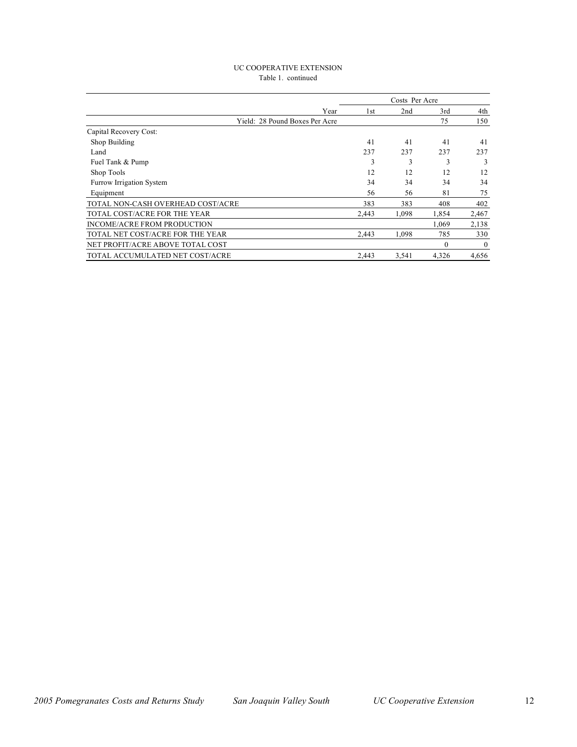UC COOPERATIVE EXTENSION

Table 1. continued

| | Costs Per Acre | | | |
|---|---|---|---|---|
| Year | 1st | 2nd | 3rd | 4th |
| Yield: 28 Pound Boxes Per Acre | | | 75 | 150 |
| Capital Recovery Cost: | | | | |
| Shop Building | 41 | 41 | 41 | 41 |
| Land | 237 | 237 | 237 | 237 |
| Fuel Tank & Pump | 3 | 3 | 3 | 3 |
| Shop Tools | 12 | 12 | 12 | 12 |
| Furrow Irrigation System | 34 | 34 | 34 | 34 |
| Equipment | 56 | 56 | 81 | 75 |
| TOTAL NON-CASH OVERHEAD COST/ACRE | 383 | 383 | 408 | 402 |
| TOTAL COST/ACRE FOR THE YEAR | 2,443 | 1,098 | 1,854 | 2,467 |
| INCOME/ACRE FROM PRODUCTION | | | 1,069 | 2,138 |
| TOTAL NET COST/ACRE FOR THE YEAR | 2,443 | 1,098 | 785 | 330 |
| NET PROFIT/ACRE ABOVE TOTAL COST | | | 0 | 0 |
| TOTAL ACCUMULATED NET COST/ACRE | 2,443 | 3,541 | 4,326 | 4,656 |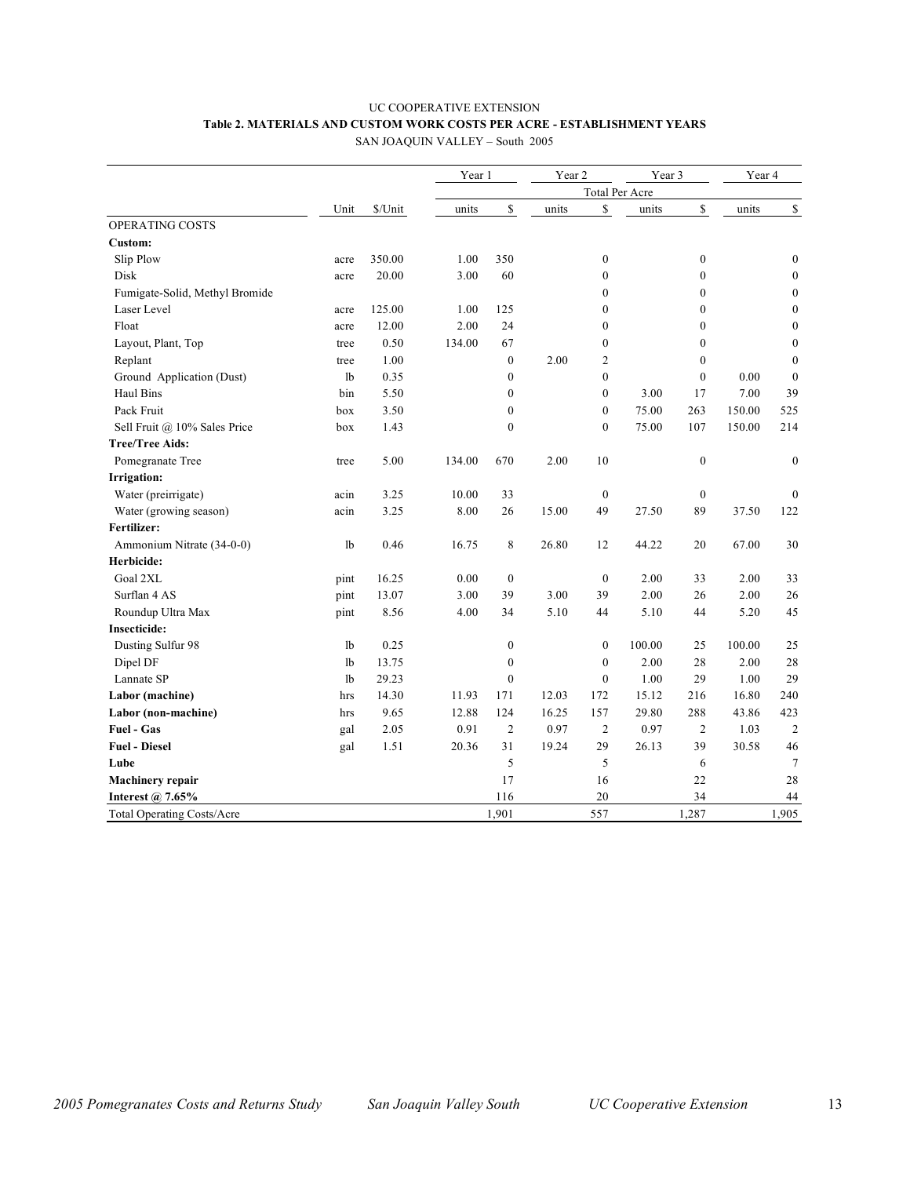UC COOPERATIVE EXTENSION

**Table 2. MATERIALS AND CUSTOM WORK COSTS PER ACRE - ESTABLISHMENT YEARS**

SAN JOAQUIN VALLEY – South 2005

| | | | Year 1 | | Year 2 | | Year 3 | | Year 4 | |
|---|---|---|---|---|---|---|---|---|---|---|
| | | | Total Per Acre | | | | | | | |
| | Unit | $/Unit | units | $ | units | $ | units | $ | units | $ |
| OPERATING COSTS | | | | | | | | | | |
| **Custom:** | | | | | | | | | | |
| Slip Plow | acre | 350.00 | 1.00 | 350 | | 0 | | 0 | | 0 |
| Disk | acre | 20.00 | 3.00 | 60 | | 0 | | 0 | | 0 |
| Fumigate-Solid, Methyl Bromide | | | | | | 0 | | 0 | | 0 |
| Laser Level | acre | 125.00 | 1.00 | 125 | | 0 | | 0 | | 0 |
| Float | acre | 12.00 | 2.00 | 24 | | 0 | | 0 | | 0 |
| Layout, Plant, Top | tree | 0.50 | 134.00 | 67 | | 0 | | 0 | | 0 |
| Replant | tree | 1.00 | | 0 | 2.00 | 2 | | 0 | | 0 |
| Ground Application (Dust) | lb | 0.35 | | 0 | | 0 | | 0 | 0.00 | 0 |
| Haul Bins | bin | 5.50 | | 0 | | 0 | 3.00 | 17 | 7.00 | 39 |
| Pack Fruit | box | 3.50 | | 0 | | 0 | 75.00 | 263 | 150.00 | 525 |
| Sell Fruit @ 10% Sales Price | box | 1.43 | | 0 | | 0 | 75.00 | 107 | 150.00 | 214 |
| **Tree/Tree Aids:** | | | | | | | | | | |
| Pomegranate Tree | tree | 5.00 | 134.00 | 670 | 2.00 | 10 | | 0 | | 0 |
| **Irrigation:** | | | | | | | | | | |
| Water (preirrigate) | acin | 3.25 | 10.00 | 33 | | 0 | | 0 | | 0 |
| Water (growing season) | acin | 3.25 | 8.00 | 26 | 15.00 | 49 | 27.50 | 89 | 37.50 | 122 |
| **Fertilizer:** | | | | | | | | | | |
| Ammonium Nitrate (34-0-0) | lb | 0.46 | 16.75 | 8 | 26.80 | 12 | 44.22 | 20 | 67.00 | 30 |
| **Herbicide:** | | | | | | | | | | |
| Goal 2XL | pint | 16.25 | 0.00 | 0 | | 0 | 2.00 | 33 | 2.00 | 33 |
| Surflan 4 AS | pint | 13.07 | 3.00 | 39 | 3.00 | 39 | 2.00 | 26 | 2.00 | 26 |
| Roundup Ultra Max | pint | 8.56 | 4.00 | 34 | 5.10 | 44 | 5.10 | 44 | 5.20 | 45 |
| **Insecticide:** | | | | | | | | | | |
| Dusting Sulfur 98 | lb | 0.25 | | 0 | | 0 | 100.00 | 25 | 100.00 | 25 |
| Dipel DF | lb | 13.75 | | 0 | | 0 | 2.00 | 28 | 2.00 | 28 |
| Lannate SP | lb | 29.23 | | 0 | | 0 | 1.00 | 29 | 1.00 | 29 |
| **Labor (machine)** | hrs | 14.30 | 11.93 | 171 | 12.03 | 172 | 15.12 | 216 | 16.80 | 240 |
| **Labor (non-machine)** | hrs | 9.65 | 12.88 | 124 | 16.25 | 157 | 29.80 | 288 | 43.86 | 423 |
| **Fuel - Gas** | gal | 2.05 | 0.91 | 2 | 0.97 | 2 | 0.97 | 2 | 1.03 | 2 |
| **Fuel - Diesel** | gal | 1.51 | 20.36 | 31 | 19.24 | 29 | 26.13 | 39 | 30.58 | 46 |
| **Lube** | | | | 5 | | 5 | | 6 | | 7 |
| **Machinery repair** | | | | 17 | | 16 | | 22 | | 28 |
| **Interest @ 7.65%** | | | | 116 | | 20 | | 34 | | 44 |
| Total Operating Costs/Acre | | | | 1,901 | | 557 | | 1,287 | | 1,905 |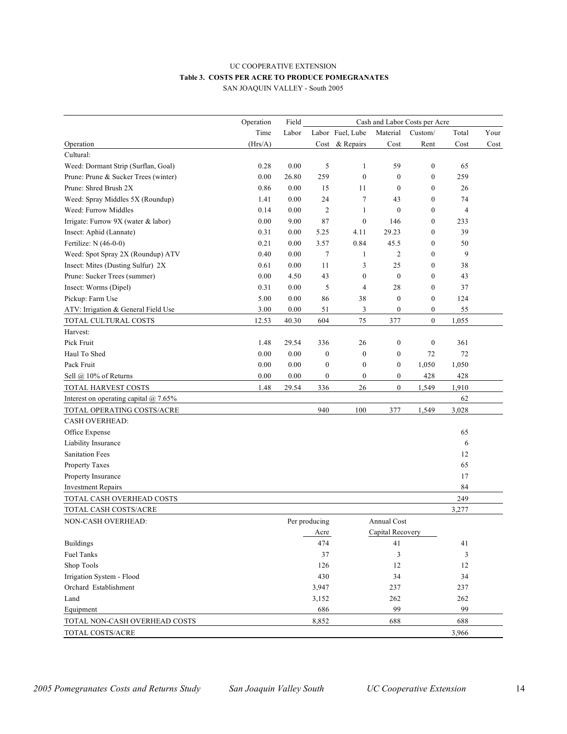UC COOPERATIVE EXTENSION

**Table 3. COSTS PER ACRE TO PRODUCE POMEGRANATES**

SAN JOAQUIN VALLEY - South 2005

| | Operation | Field | Cash and Labor Costs per Acre | | | | | |
|---|---|---|---|---|---|---|---|---|
| | Time | Labor | Labor | Fuel, Lube | Material | Custom/ | Total | Your |
| Operation | (Hrs/A) | | Cost | & Repairs | Cost | Rent | Cost | Cost |
| Cultural: | | | | | | | | |
| Weed: Dormant Strip (Surflan, Goal) | 0.28 | 0.00 | 5 | 1 | 59 | 0 | 65 | |
| Prune: Prune & Sucker Trees (winter) | 0.00 | 26.80 | 259 | 0 | 0 | 0 | 259 | |
| Prune: Shred Brush 2X | 0.86 | 0.00 | 15 | 11 | 0 | 0 | 26 | |
| Weed: Spray Middles 5X (Roundup) | 1.41 | 0.00 | 24 | 7 | 43 | 0 | 74 | |
| Weed: Furrow Middles | 0.14 | 0.00 | 2 | 1 | 0 | 0 | 4 | |
| Irrigate: Furrow 9X (water & labor) | 0.00 | 9.00 | 87 | 0 | 146 | 0 | 233 | |
| Insect: Aphid (Lannate) | 0.31 | 0.00 | 5.25 | 4.11 | 29.23 | 0 | 39 | |
| Fertilize: N (46-0-0) | 0.21 | 0.00 | 3.57 | 0.84 | 45.5 | 0 | 50 | |
| Weed: Spot Spray 2X (Roundup) ATV | 0.40 | 0.00 | 7 | 1 | 2 | 0 | 9 | |
| Insect: Mites (Dusting Sulfur) 2X | 0.61 | 0.00 | 11 | 3 | 25 | 0 | 38 | |
| Prune: Sucker Trees (summer) | 0.00 | 4.50 | 43 | 0 | 0 | 0 | 43 | |
| Insect: Worms (Dipel) | 0.31 | 0.00 | 5 | 4 | 28 | 0 | 37 | |
| Pickup: Farm Use | 5.00 | 0.00 | 86 | 38 | 0 | 0 | 124 | |
| ATV: Irrigation & General Field Use | 3.00 | 0.00 | 51 | 3 | 0 | 0 | 55 | |
| TOTAL CULTURAL COSTS | 12.53 | 40.30 | 604 | 75 | 377 | 0 | 1,055 | |
| Harvest: | | | | | | | | |
| Pick Fruit | 1.48 | 29.54 | 336 | 26 | 0 | 0 | 361 | |
| Haul To Shed | 0.00 | 0.00 | 0 | 0 | 0 | 72 | 72 | |
| Pack Fruit | 0.00 | 0.00 | 0 | 0 | 0 | 1,050 | 1,050 | |
| Sell @ 10% of Returns | 0.00 | 0.00 | 0 | 0 | 0 | 428 | 428 | |
| TOTAL HARVEST COSTS | 1.48 | 29.54 | 336 | 26 | 0 | 1,549 | 1,910 | |
| Interest on operating capital @ 7.65% | | | | | | | 62 | |
| TOTAL OPERATING COSTS/ACRE | | | 940 | 100 | 377 | 1,549 | 3,028 | |
| CASH OVERHEAD: | | | | | | | | |
| Office Expense | | | | | | | 65 | |
| Liability Insurance | | | | | | | 6 | |
| Sanitation Fees | | | | | | | 12 | |
| Property Taxes | | | | | | | 65 | |
| Property Insurance | | | | | | | 17 | |
| Investment Repairs | | | | | | | 84 | |
| TOTAL CASH OVERHEAD COSTS | | | | | | | 249 | |
| TOTAL CASH COSTS/ACRE | | | | | | | 3,277 | |
| NON-CASH OVERHEAD: | | | Per producing Acre | | Annual Cost Capital Recovery | | | |
| Buildings | | | 474 | | 41 | | 41 | |
| Fuel Tanks | | | 37 | | 3 | | 3 | |
| Shop Tools | | | 126 | | 12 | | 12 | |
| Irrigation System - Flood | | | 430 | | 34 | | 34 | |
| Orchard Establishment | | | 3,947 | | 237 | | 237 | |
| Land | | | 3,152 | | 262 | | 262 | |
| Equipment | | | 686 | | 99 | | 99 | |
| TOTAL NON-CASH OVERHEAD COSTS | | | 8,852 | | 688 | | 688 | |
| TOTAL COSTS/ACRE | | | | | | | 3,966 | |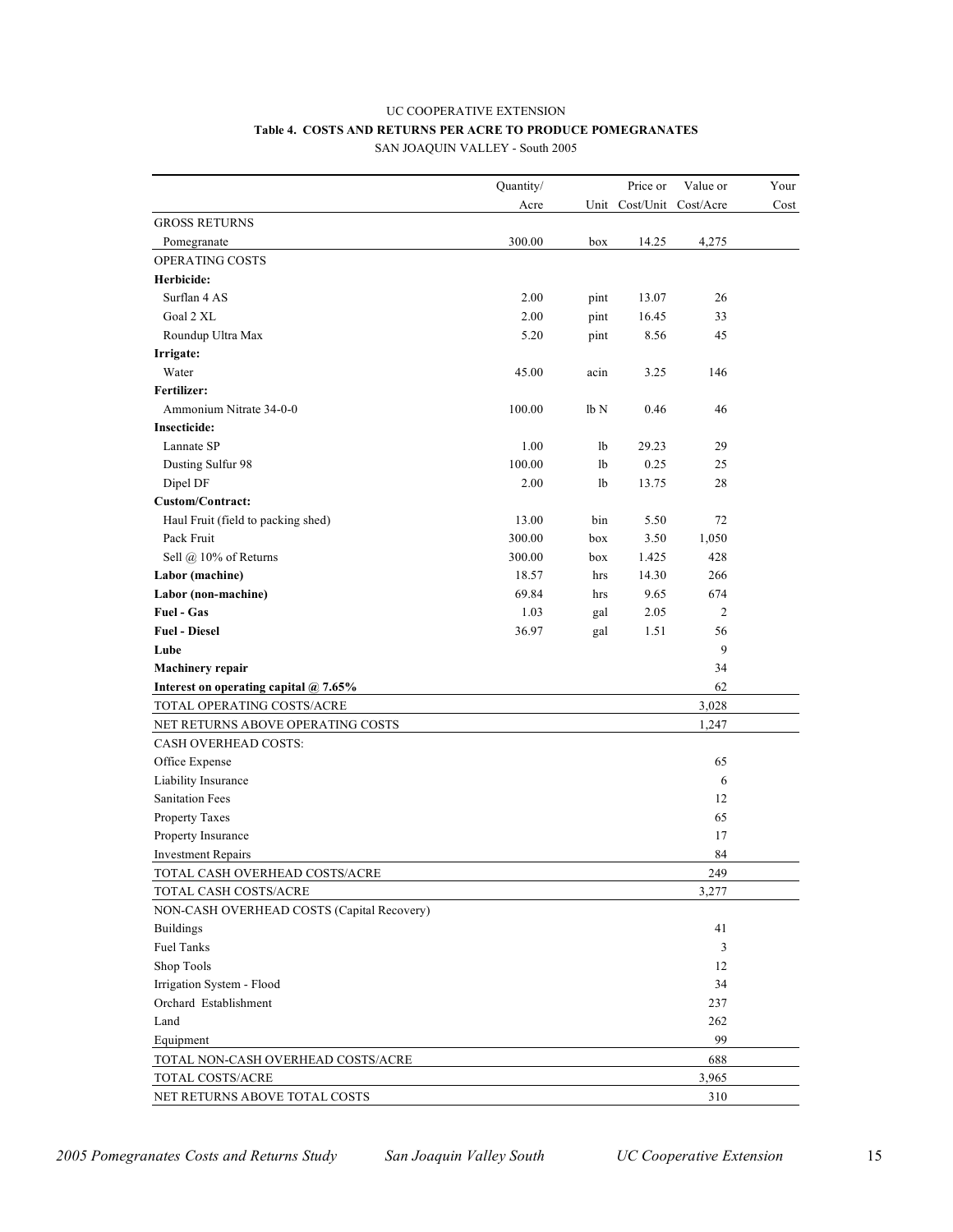UC COOPERATIVE EXTENSION

**Table 4. COSTS AND RETURNS PER ACRE TO PRODUCE POMEGRANATES**

SAN JOAQUIN VALLEY - South 2005

| | Quantity/ Acre | Unit | Price or Cost/Unit | Value or Cost/Acre | Your Cost |
|---|---|---|---|---|---|
| GROSS RETURNS | | | | | |
| Pomegranate | 300.00 | box | 14.25 | 4,275 | |
| OPERATING COSTS | | | | | |
| **Herbicide:** | | | | | |
| Surflan 4 AS | 2.00 | pint | 13.07 | 26 | |
| Goal 2 XL | 2.00 | pint | 16.45 | 33 | |
| Roundup Ultra Max | 5.20 | pint | 8.56 | 45 | |
| **Irrigate:** | | | | | |
| Water | 45.00 | acin | 3.25 | 146 | |
| **Fertilizer:** | | | | | |
| Ammonium Nitrate 34-0-0 | 100.00 | lb N | 0.46 | 46 | |
| **Insecticide:** | | | | | |
| Lannate SP | 1.00 | lb | 29.23 | 29 | |
| Dusting Sulfur 98 | 100.00 | lb | 0.25 | 25 | |
| Dipel DF | 2.00 | lb | 13.75 | 28 | |
| **Custom/Contract:** | | | | | |
| Haul Fruit (field to packing shed) | 13.00 | bin | 5.50 | 72 | |
| Pack Fruit | 300.00 | box | 3.50 | 1,050 | |
| Sell @ 10% of Returns | 300.00 | box | 1.425 | 428 | |
| **Labor (machine)** | 18.57 | hrs | 14.30 | 266 | |
| **Labor (non-machine)** | 69.84 | hrs | 9.65 | 674 | |
| **Fuel - Gas** | 1.03 | gal | 2.05 | 2 | |
| **Fuel - Diesel** | 36.97 | gal | 1.51 | 56 | |
| **Lube** | | | | 9 | |
| **Machinery repair** | | | | 34 | |
| **Interest on operating capital @ 7.65%** | | | | 62 | |
| TOTAL OPERATING COSTS/ACRE | | | | 3,028 | |
| NET RETURNS ABOVE OPERATING COSTS | | | | 1,247 | |
| CASH OVERHEAD COSTS: | | | | | |
| Office Expense | | | | 65 | |
| Liability Insurance | | | | 6 | |
| Sanitation Fees | | | | 12 | |
| Property Taxes | | | | 65 | |
| Property Insurance | | | | 17 | |
| Investment Repairs | | | | 84 | |
| TOTAL CASH OVERHEAD COSTS/ACRE | | | | 249 | |
| TOTAL CASH COSTS/ACRE | | | | 3,277 | |
| NON-CASH OVERHEAD COSTS (Capital Recovery) | | | | | |
| Buildings | | | | 41 | |
| Fuel Tanks | | | | 3 | |
| Shop Tools | | | | 12 | |
| Irrigation System - Flood | | | | 34 | |
| Orchard Establishment | | | | 237 | |
| Land | | | | 262 | |
| Equipment | | | | 99 | |
| TOTAL NON-CASH OVERHEAD COSTS/ACRE | | | | 688 | |
| TOTAL COSTS/ACRE | | | | 3,965 | |
| NET RETURNS ABOVE TOTAL COSTS | | | | 310 | |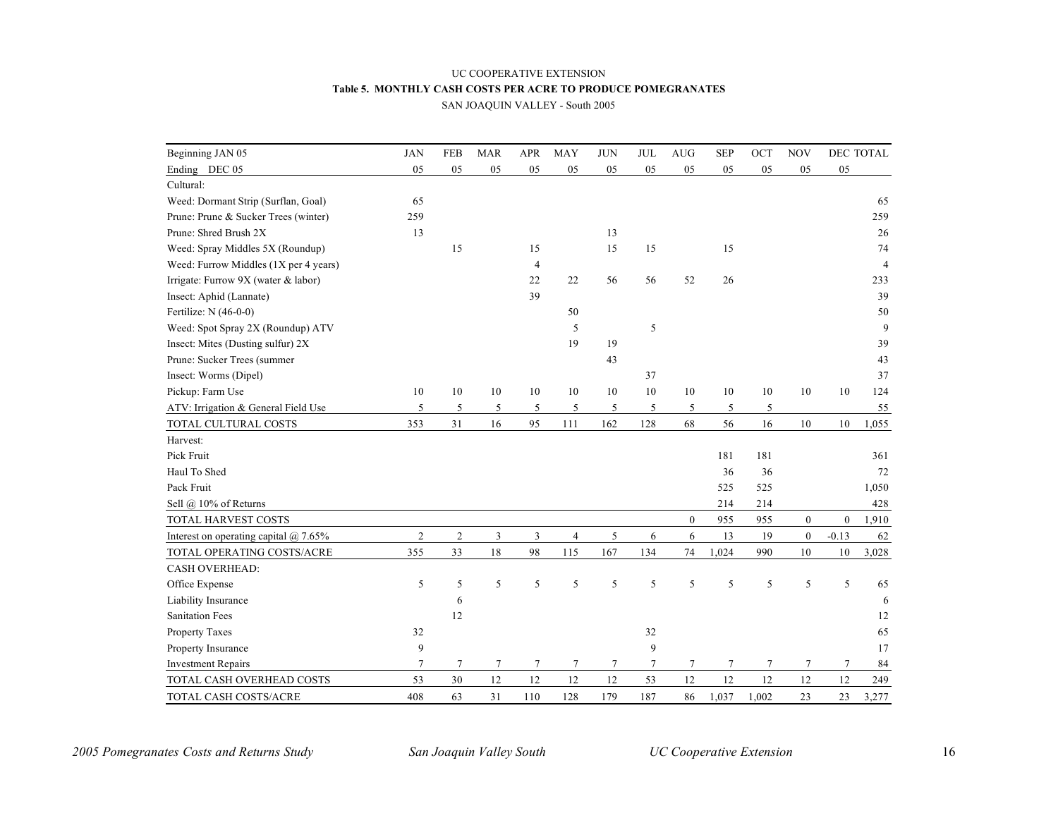UC COOPERATIVE EXTENSION

**Table 5. MONTHLY CASH COSTS PER ACRE TO PRODUCE POMEGRANATES**

SAN JOAQUIN VALLEY - South 2005

| Beginning JAN 05 | JAN | FEB | MAR | APR | MAY | JUN | JUL | AUG | SEP | OCT | NOV | DEC | TOTAL |
|---|---|---|---|---|---|---|---|---|---|---|---|---|---|
| Ending DEC 05 | 05 | 05 | 05 | 05 | 05 | 05 | 05 | 05 | 05 | 05 | 05 | 05 | |
| Cultural: | | | | | | | | | | | | | |
| Weed: Dormant Strip (Surflan, Goal) | 65 | | | | | | | | | | | | 65 |
| Prune: Prune & Sucker Trees (winter) | 259 | | | | | | | | | | | | 259 |
| Prune: Shred Brush 2X | 13 | | | | | 13 | | | | | | | 26 |
| Weed: Spray Middles 5X (Roundup) | | 15 | | 15 | | 15 | 15 | | 15 | | | | 74 |
| Weed: Furrow Middles (1X per 4 years) | | | | 4 | | | | | | | | | 4 |
| Irrigate: Furrow 9X (water & labor) | | | | 22 | 22 | 56 | 56 | 52 | 26 | | | | 233 |
| Insect: Aphid (Lannate) | | | | 39 | | | | | | | | | 39 |
| Fertilize: N (46-0-0) | | | | | 50 | | | | | | | | 50 |
| Weed: Spot Spray 2X (Roundup) ATV | | | | | 5 | | 5 | | | | | | 9 |
| Insect: Mites (Dusting sulfur) 2X | | | | | 19 | 19 | | | | | | | 39 |
| Prune: Sucker Trees (summer | | | | | | 43 | | | | | | | 43 |
| Insect: Worms (Dipel) | | | | | | | 37 | | | | | | 37 |
| Pickup: Farm Use | 10 | 10 | 10 | 10 | 10 | 10 | 10 | 10 | 10 | 10 | 10 | 10 | 124 |
| ATV: Irrigation & General Field Use | 5 | 5 | 5 | 5 | 5 | 5 | 5 | 5 | 5 | 5 | | | 55 |
| TOTAL CULTURAL COSTS | 353 | 31 | 16 | 95 | 111 | 162 | 128 | 68 | 56 | 16 | 10 | 10 | 1,055 |
| Harvest: | | | | | | | | | | | | | |
| Pick Fruit | | | | | | | | | 181 | 181 | | | 361 |
| Haul To Shed | | | | | | | | | 36 | 36 | | | 72 |
| Pack Fruit | | | | | | | | | 525 | 525 | | | 1,050 |
| Sell @ 10% of Returns | | | | | | | | | 214 | 214 | | | 428 |
| TOTAL HARVEST COSTS | | | | | | | | 0 | 955 | 955 | 0 | 0 | 1,910 |
| Interest on operating capital @ 7.65% | 2 | 2 | 3 | 3 | 4 | 5 | 6 | 6 | 13 | 19 | 0 | -0.13 | 62 |
| TOTAL OPERATING COSTS/ACRE | 355 | 33 | 18 | 98 | 115 | 167 | 134 | 74 | 1,024 | 990 | 10 | 10 | 3,028 |
| CASH OVERHEAD: | | | | | | | | | | | | | |
| Office Expense | 5 | 5 | 5 | 5 | 5 | 5 | 5 | 5 | 5 | 5 | 5 | 5 | 65 |
| Liability Insurance | | 6 | | | | | | | | | | | 6 |
| Sanitation Fees | | 12 | | | | | | | | | | | 12 |
| Property Taxes | 32 | | | | | | 32 | | | | | | 65 |
| Property Insurance | 9 | | | | | | 9 | | | | | | 17 |
| Investment Repairs | 7 | 7 | 7 | 7 | 7 | 7 | 7 | 7 | 7 | 7 | 7 | 7 | 84 |
| TOTAL CASH OVERHEAD COSTS | 53 | 30 | 12 | 12 | 12 | 12 | 53 | 12 | 12 | 12 | 12 | 12 | 249 |
| TOTAL CASH COSTS/ACRE | 408 | 63 | 31 | 110 | 128 | 179 | 187 | 86 | 1,037 | 1,002 | 23 | 23 | 3,277 |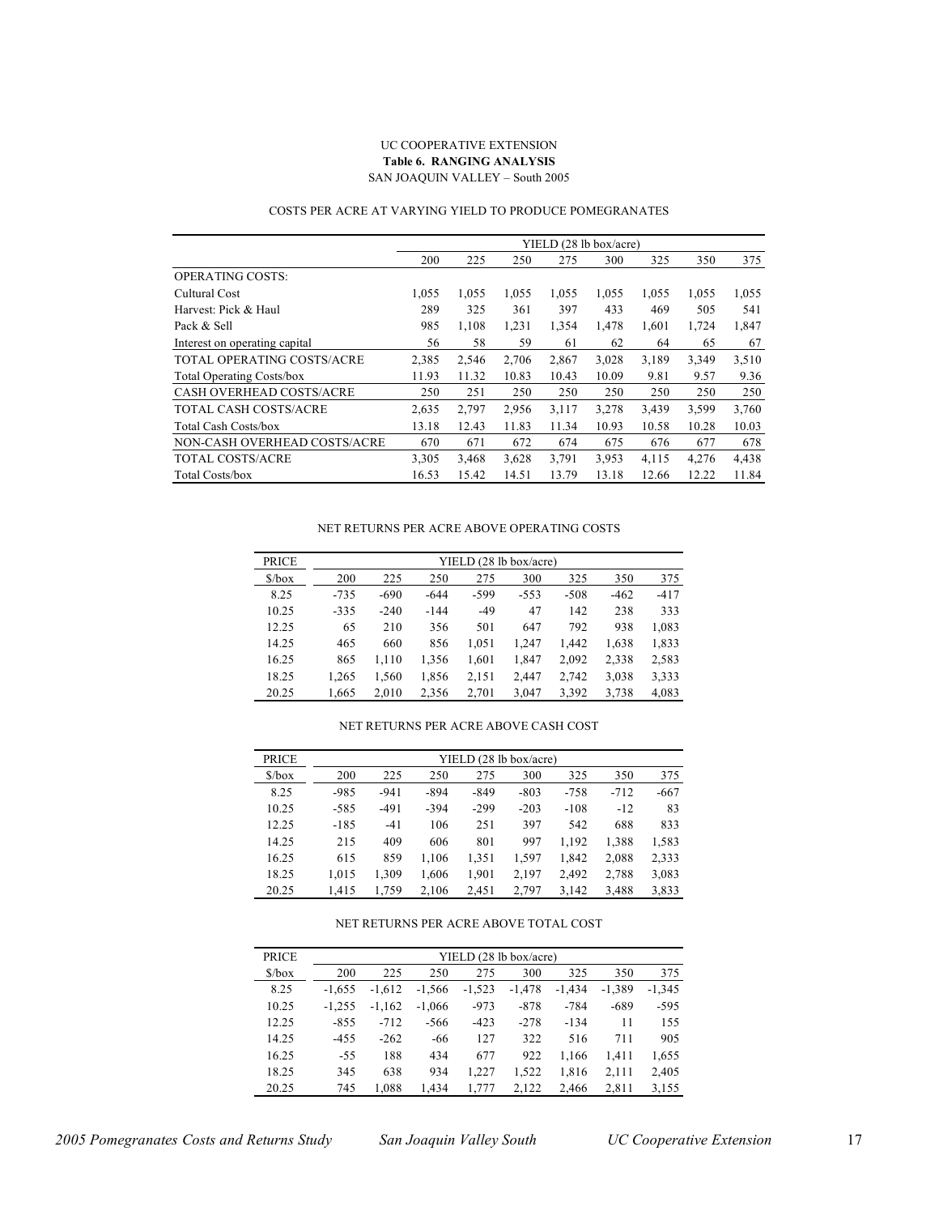UC COOPERATIVE EXTENSION

**Table 6. RANGING ANALYSIS**

SAN JOAQUIN VALLEY – South 2005

COSTS PER ACRE AT VARYING YIELD TO PRODUCE POMEGRANATES

| | YIELD (28 lb box/acre) | | | | | | | |
|---|---|---|---|---|---|---|---|---|
| | 200 | 225 | 250 | 275 | 300 | 325 | 350 | 375 |
| OPERATING COSTS: | | | | | | | | |
| Cultural Cost | 1,055 | 1,055 | 1,055 | 1,055 | 1,055 | 1,055 | 1,055 | 1,055 |
| Harvest: Pick & Haul | 289 | 325 | 361 | 397 | 433 | 469 | 505 | 541 |
| Pack & Sell | 985 | 1,108 | 1,231 | 1,354 | 1,478 | 1,601 | 1,724 | 1,847 |
| Interest on operating capital | 56 | 58 | 59 | 61 | 62 | 64 | 65 | 67 |
| TOTAL OPERATING COSTS/ACRE | 2,385 | 2,546 | 2,706 | 2,867 | 3,028 | 3,189 | 3,349 | 3,510 |
| Total Operating Costs/box | 11.93 | 11.32 | 10.83 | 10.43 | 10.09 | 9.81 | 9.57 | 9.36 |
| CASH OVERHEAD COSTS/ACRE | 250 | 251 | 250 | 250 | 250 | 250 | 250 | 250 |
| TOTAL CASH COSTS/ACRE | 2,635 | 2,797 | 2,956 | 3,117 | 3,278 | 3,439 | 3,599 | 3,760 |
| Total Cash Costs/box | 13.18 | 12.43 | 11.83 | 11.34 | 10.93 | 10.58 | 10.28 | 10.03 |
| NON-CASH OVERHEAD COSTS/ACRE | 670 | 671 | 672 | 674 | 675 | 676 | 677 | 678 |
| TOTAL COSTS/ACRE | 3,305 | 3,468 | 3,628 | 3,791 | 3,953 | 4,115 | 4,276 | 4,438 |
| Total Costs/box | 16.53 | 15.42 | 14.51 | 13.79 | 13.18 | 12.66 | 12.22 | 11.84 |

NET RETURNS PER ACRE ABOVE OPERATING COSTS

| PRICE | YIELD (28 lb box/acre) | | | | | | | |
|---|---|---|---|---|---|---|---|---|
| $/box | 200 | 225 | 250 | 275 | 300 | 325 | 350 | 375 |
| 8.25 | -735 | -690 | -644 | -599 | -553 | -508 | -462 | -417 |
| 10.25 | -335 | -240 | -144 | -49 | 47 | 142 | 238 | 333 |
| 12.25 | 65 | 210 | 356 | 501 | 647 | 792 | 938 | 1,083 |
| 14.25 | 465 | 660 | 856 | 1,051 | 1,247 | 1,442 | 1,638 | 1,833 |
| 16.25 | 865 | 1,110 | 1,356 | 1,601 | 1,847 | 2,092 | 2,338 | 2,583 |
| 18.25 | 1,265 | 1,560 | 1,856 | 2,151 | 2,447 | 2,742 | 3,038 | 3,333 |
| 20.25 | 1,665 | 2,010 | 2,356 | 2,701 | 3,047 | 3,392 | 3,738 | 4,083 |

NET RETURNS PER ACRE ABOVE CASH COST

| PRICE | YIELD (28 lb box/acre) | | | | | | | |
|---|---|---|---|---|---|---|---|---|
| $/box | 200 | 225 | 250 | 275 | 300 | 325 | 350 | 375 |
| 8.25 | -985 | -941 | -894 | -849 | -803 | -758 | -712 | -667 |
| 10.25 | -585 | -491 | -394 | -299 | -203 | -108 | -12 | 83 |
| 12.25 | -185 | -41 | 106 | 251 | 397 | 542 | 688 | 833 |
| 14.25 | 215 | 409 | 606 | 801 | 997 | 1,192 | 1,388 | 1,583 |
| 16.25 | 615 | 859 | 1,106 | 1,351 | 1,597 | 1,842 | 2,088 | 2,333 |
| 18.25 | 1,015 | 1,309 | 1,606 | 1,901 | 2,197 | 2,492 | 2,788 | 3,083 |
| 20.25 | 1,415 | 1,759 | 2,106 | 2,451 | 2,797 | 3,142 | 3,488 | 3,833 |

NET RETURNS PER ACRE ABOVE TOTAL COST

| PRICE | YIELD (28 lb box/acre) | | | | | | | |
|---|---|---|---|---|---|---|---|---|
| $/box | 200 | 225 | 250 | 275 | 300 | 325 | 350 | 375 |
| 8.25 | -1,655 | -1,612 | -1,566 | -1,523 | -1,478 | -1,434 | -1,389 | -1,345 |
| 10.25 | -1,255 | -1,162 | -1,066 | -973 | -878 | -784 | -689 | -595 |
| 12.25 | -855 | -712 | -566 | -423 | -278 | -134 | 11 | 155 |
| 14.25 | -455 | -262 | -66 | 127 | 322 | 516 | 711 | 905 |
| 16.25 | -55 | 188 | 434 | 677 | 922 | 1,166 | 1,411 | 1,655 |
| 18.25 | 345 | 638 | 934 | 1,227 | 1,522 | 1,816 | 2,111 | 2,405 |
| 20.25 | 745 | 1,088 | 1,434 | 1,777 | 2,122 | 2,466 | 2,811 | 3,155 |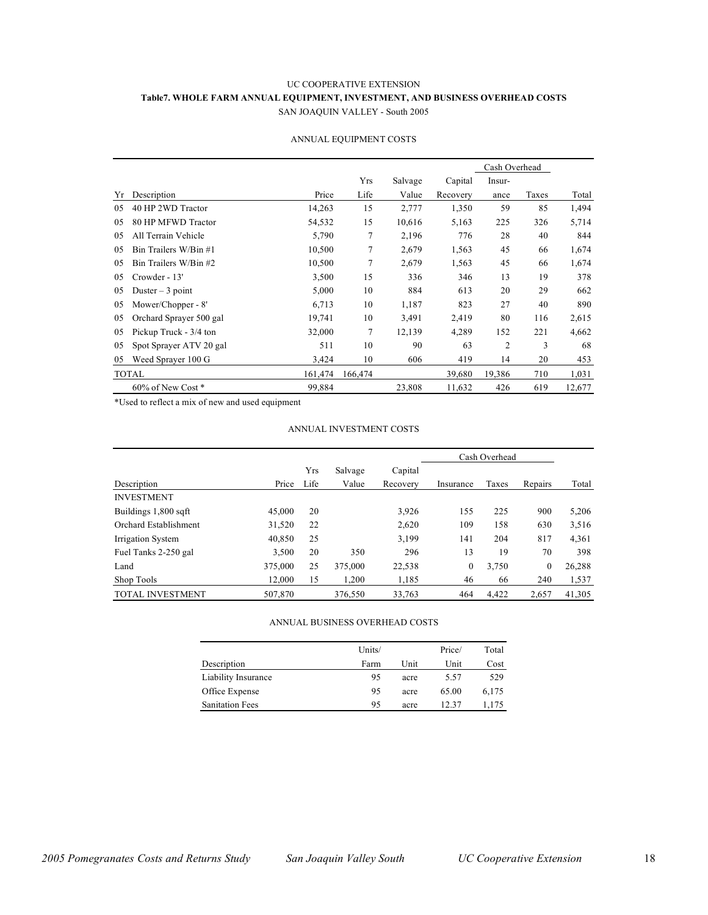UC COOPERATIVE EXTENSION

**Table7. WHOLE FARM ANNUAL EQUIPMENT, INVESTMENT, AND BUSINESS OVERHEAD COSTS**

SAN JOAQUIN VALLEY - South 2005

ANNUAL EQUIPMENT COSTS

| | | | | | | Cash Overhead | | |
|---|---|---|---|---|---|---|---|---|
| Yr | Description | Price | Yrs Life | Salvage Value | Capital Recovery | Insur-ance | Taxes | Total |
| 05 | 40 HP 2WD Tractor | 14,263 | 15 | 2,777 | 1,350 | 59 | 85 | 1,494 |
| 05 | 80 HP MFWD Tractor | 54,532 | 15 | 10,616 | 5,163 | 225 | 326 | 5,714 |
| 05 | All Terrain Vehicle | 5,790 | 7 | 2,196 | 776 | 28 | 40 | 844 |
| 05 | Bin Trailers W/Bin #1 | 10,500 | 7 | 2,679 | 1,563 | 45 | 66 | 1,674 |
| 05 | Bin Trailers W/Bin #2 | 10,500 | 7 | 2,679 | 1,563 | 45 | 66 | 1,674 |
| 05 | Crowder - 13' | 3,500 | 15 | 336 | 346 | 13 | 19 | 378 |
| 05 | Duster – 3 point | 5,000 | 10 | 884 | 613 | 20 | 29 | 662 |
| 05 | Mower/Chopper - 8' | 6,713 | 10 | 1,187 | 823 | 27 | 40 | 890 |
| 05 | Orchard Sprayer 500 gal | 19,741 | 10 | 3,491 | 2,419 | 80 | 116 | 2,615 |
| 05 | Pickup Truck - 3/4 ton | 32,000 | 7 | 12,139 | 4,289 | 152 | 221 | 4,662 |
| 05 | Spot Sprayer ATV 20 gal | 511 | 10 | 90 | 63 | 2 | 3 | 68 |
| 05 | Weed Sprayer 100 G | 3,424 | 10 | 606 | 419 | 14 | 20 | 453 |
| TOTAL | | 161,474 | 166,474 | | 39,680 | 19,386 | 710 | 1,031 |
| | 60% of New Cost * | 99,884 | | 23,808 | 11,632 | 426 | 619 | 12,677 |

*Used to reflect a mix of new and used equipment

ANNUAL INVESTMENT COSTS

| | | | | | Cash Overhead | | | |
|---|---|---|---|---|---|---|---|---|
| Description | Price | Yrs Life | Salvage Value | Capital Recovery | Insurance | Taxes | Repairs | Total |
| INVESTMENT | | | | | | | | |
| Buildings 1,800 sqft | 45,000 | 20 | | 3,926 | 155 | 225 | 900 | 5,206 |
| Orchard Establishment | 31,520 | 22 | | 2,620 | 109 | 158 | 630 | 3,516 |
| Irrigation System | 40,850 | 25 | | 3,199 | 141 | 204 | 817 | 4,361 |
| Fuel Tanks 2-250 gal | 3,500 | 20 | 350 | 296 | 13 | 19 | 70 | 398 |
| Land | 375,000 | 25 | 375,000 | 22,538 | 0 | 3,750 | 0 | 26,288 |
| Shop Tools | 12,000 | 15 | 1,200 | 1,185 | 46 | 66 | 240 | 1,537 |
| TOTAL INVESTMENT | 507,870 | | 376,550 | 33,763 | 464 | 4,422 | 2,657 | 41,305 |

ANNUAL BUSINESS OVERHEAD COSTS

| Description | Units/ Farm | Unit | Price/ Unit | Total Cost |
|---|---|---|---|---|
| Liability Insurance | 95 | acre | 5.57 | 529 |
| Office Expense | 95 | acre | 65.00 | 6,175 |
| Sanitation Fees | 95 | acre | 12.37 | 1,175 |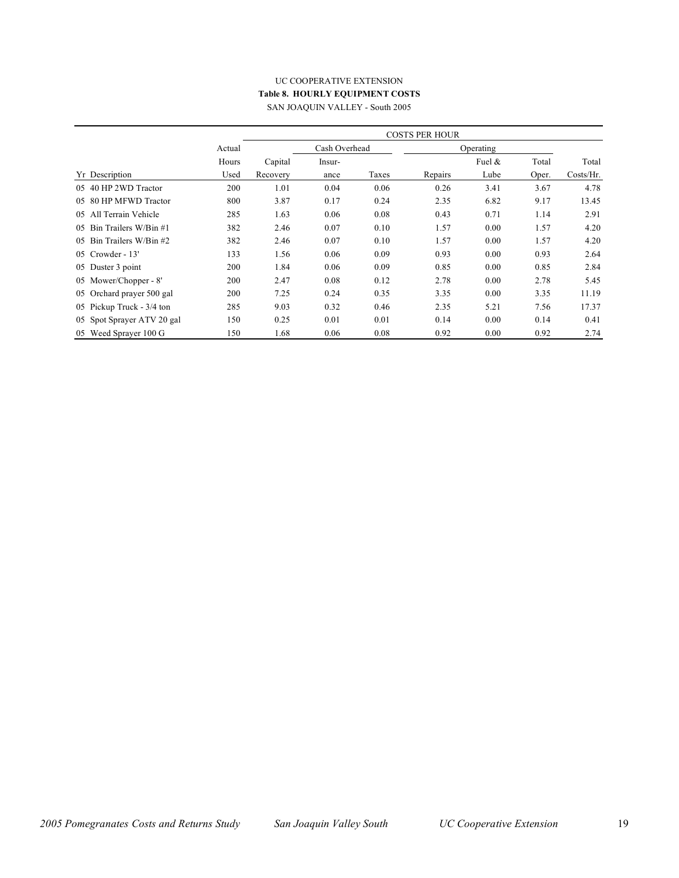UC COOPERATIVE EXTENSION

**Table 8. HOURLY EQUIPMENT COSTS**

SAN JOAQUIN VALLEY - South 2005

| | | COSTS PER HOUR | | | | | | |
|---|---|---|---|---|---|---|---|---|
| | Actual | | Cash Overhead | | Operating | | | |
| | Hours | Capital | Insur- | | | Fuel & | Total | Total |
| Yr Description | Used | Recovery | ance | Taxes | Repairs | Lube | Oper. | Costs/Hr. |
| 05 40 HP 2WD Tractor | 200 | 1.01 | 0.04 | 0.06 | 0.26 | 3.41 | 3.67 | 4.78 |
| 05 80 HP MFWD Tractor | 800 | 3.87 | 0.17 | 0.24 | 2.35 | 6.82 | 9.17 | 13.45 |
| 05 All Terrain Vehicle | 285 | 1.63 | 0.06 | 0.08 | 0.43 | 0.71 | 1.14 | 2.91 |
| 05 Bin Trailers W/Bin #1 | 382 | 2.46 | 0.07 | 0.10 | 1.57 | 0.00 | 1.57 | 4.20 |
| 05 Bin Trailers W/Bin #2 | 382 | 2.46 | 0.07 | 0.10 | 1.57 | 0.00 | 1.57 | 4.20 |
| 05 Crowder - 13' | 133 | 1.56 | 0.06 | 0.09 | 0.93 | 0.00 | 0.93 | 2.64 |
| 05 Duster 3 point | 200 | 1.84 | 0.06 | 0.09 | 0.85 | 0.00 | 0.85 | 2.84 |
| 05 Mower/Chopper - 8' | 200 | 2.47 | 0.08 | 0.12 | 2.78 | 0.00 | 2.78 | 5.45 |
| 05 Orchard prayer 500 gal | 200 | 7.25 | 0.24 | 0.35 | 3.35 | 0.00 | 3.35 | 11.19 |
| 05 Pickup Truck - 3/4 ton | 285 | 9.03 | 0.32 | 0.46 | 2.35 | 5.21 | 7.56 | 17.37 |
| 05 Spot Sprayer ATV 20 gal | 150 | 0.25 | 0.01 | 0.01 | 0.14 | 0.00 | 0.14 | 0.41 |
| 05 Weed Sprayer 100 G | 150 | 1.68 | 0.06 | 0.08 | 0.92 | 0.00 | 0.92 | 2.74 |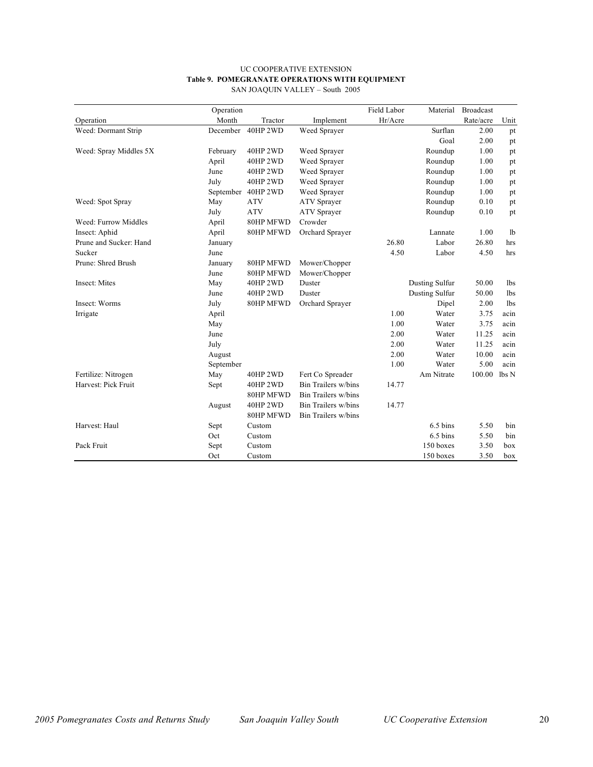UC COOPERATIVE EXTENSION

**Table 9. POMEGRANATE OPERATIONS WITH EQUIPMENT**

SAN JOAQUIN VALLEY – South 2005

| Operation | Operation Month | Tractor | Implement | Field Labor Hr/Acre | Material | Broadcast Rate/acre | Unit |
|---|---|---|---|---|---|---|---|
| Weed: Dormant Strip | December | 40HP 2WD | Weed Sprayer | | Surflan | 2.00 | pt |
| | | | | | Goal | 2.00 | pt |
| Weed: Spray Middles 5X | February | 40HP 2WD | Weed Sprayer | | Roundup | 1.00 | pt |
| | April | 40HP 2WD | Weed Sprayer | | Roundup | 1.00 | pt |
| | June | 40HP 2WD | Weed Sprayer | | Roundup | 1.00 | pt |
| | July | 40HP 2WD | Weed Sprayer | | Roundup | 1.00 | pt |
| | September | 40HP 2WD | Weed Sprayer | | Roundup | 1.00 | pt |
| Weed: Spot Spray | May | ATV | ATV Sprayer | | Roundup | 0.10 | pt |
| | July | ATV | ATV Sprayer | | Roundup | 0.10 | pt |
| Weed: Furrow Middles | April | 80HP MFWD | Crowder | | | | |
| Insect: Aphid | April | 80HP MFWD | Orchard Sprayer | | Lannate | 1.00 | lb |
| Prune and Sucker: Hand | January | | | 26.80 | Labor | 26.80 | hrs |
| Sucker | June | | | 4.50 | Labor | 4.50 | hrs |
| Prune: Shred Brush | January | 80HP MFWD | Mower/Chopper | | | | |
| | June | 80HP MFWD | Mower/Chopper | | | | |
| Insect: Mites | May | 40HP 2WD | Duster | | Dusting Sulfur | 50.00 | lbs |
| | June | 40HP 2WD | Duster | | Dusting Sulfur | 50.00 | lbs |
| Insect: Worms | July | 80HP MFWD | Orchard Sprayer | | Dipel | 2.00 | lbs |
| Irrigate | April | | | 1.00 | Water | 3.75 | acin |
| | May | | | 1.00 | Water | 3.75 | acin |
| | June | | | 2.00 | Water | 11.25 | acin |
| | July | | | 2.00 | Water | 11.25 | acin |
| | August | | | 2.00 | Water | 10.00 | acin |
| | September | | | 1.00 | Water | 5.00 | acin |
| Fertilize: Nitrogen | May | 40HP 2WD | Fert Co Spreader | | Am Nitrate | 100.00 | lbs N |
| Harvest: Pick Fruit | Sept | 40HP 2WD | Bin Trailers w/bins | 14.77 | | | |
| | | 80HP MFWD | Bin Trailers w/bins | | | | |
| | August | 40HP 2WD | Bin Trailers w/bins | 14.77 | | | |
| | | 80HP MFWD | Bin Trailers w/bins | | | | |
| Harvest: Haul | Sept | Custom | | | 6.5 bins | 5.50 | bin |
| | Oct | Custom | | | 6.5 bins | 5.50 | bin |
| Pack Fruit | Sept | Custom | | | 150 boxes | 3.50 | box |
| | Oct | Custom | | | 150 boxes | 3.50 | box |